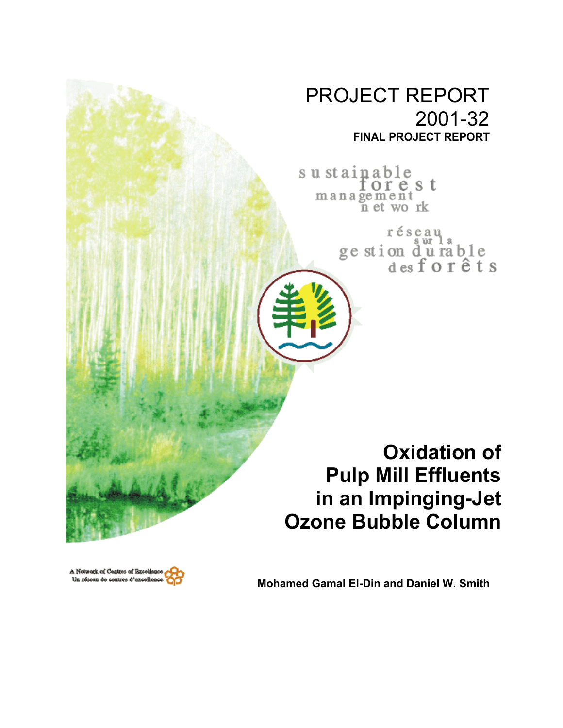# PROJECT REPORT 2001-32

**FINAL PROJECT REPORT**

sustainable forest management network

réseau sur la gestion durable des forêts

# Oxidation of Pulp Mill Effluents in an Impinging-Jet Ozone Bubble Column

A Network of Centres of Excellence
Un réseau de centres d'excellence

**Mohamed Gamal El-Din and Daniel W. Smith**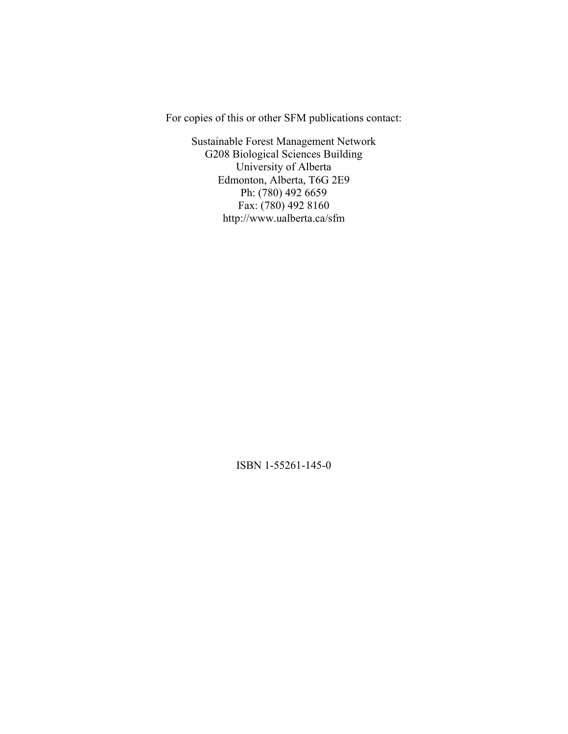For copies of this or other SFM publications contact:

Sustainable Forest Management Network
G208 Biological Sciences Building
University of Alberta
Edmonton, Alberta, T6G 2E9
Ph: (780) 492 6659
Fax: (780) 492 8160
http://www.ualberta.ca/sfm

ISBN 1-55261-145-0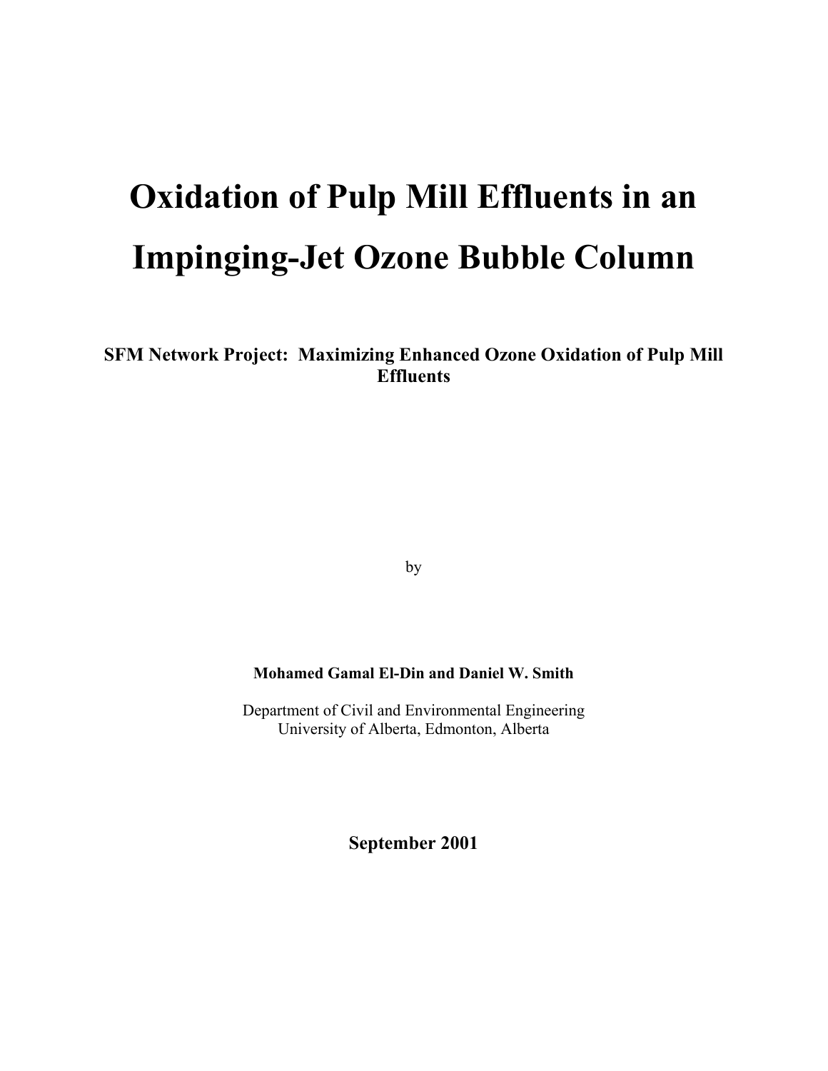# Oxidation of Pulp Mill Effluents in an Impinging-Jet Ozone Bubble Column

**SFM Network Project: Maximizing Enhanced Ozone Oxidation of Pulp Mill Effluents**

by

**Mohamed Gamal El-Din and Daniel W. Smith**

Department of Civil and Environmental Engineering
University of Alberta, Edmonton, Alberta

**September 2001**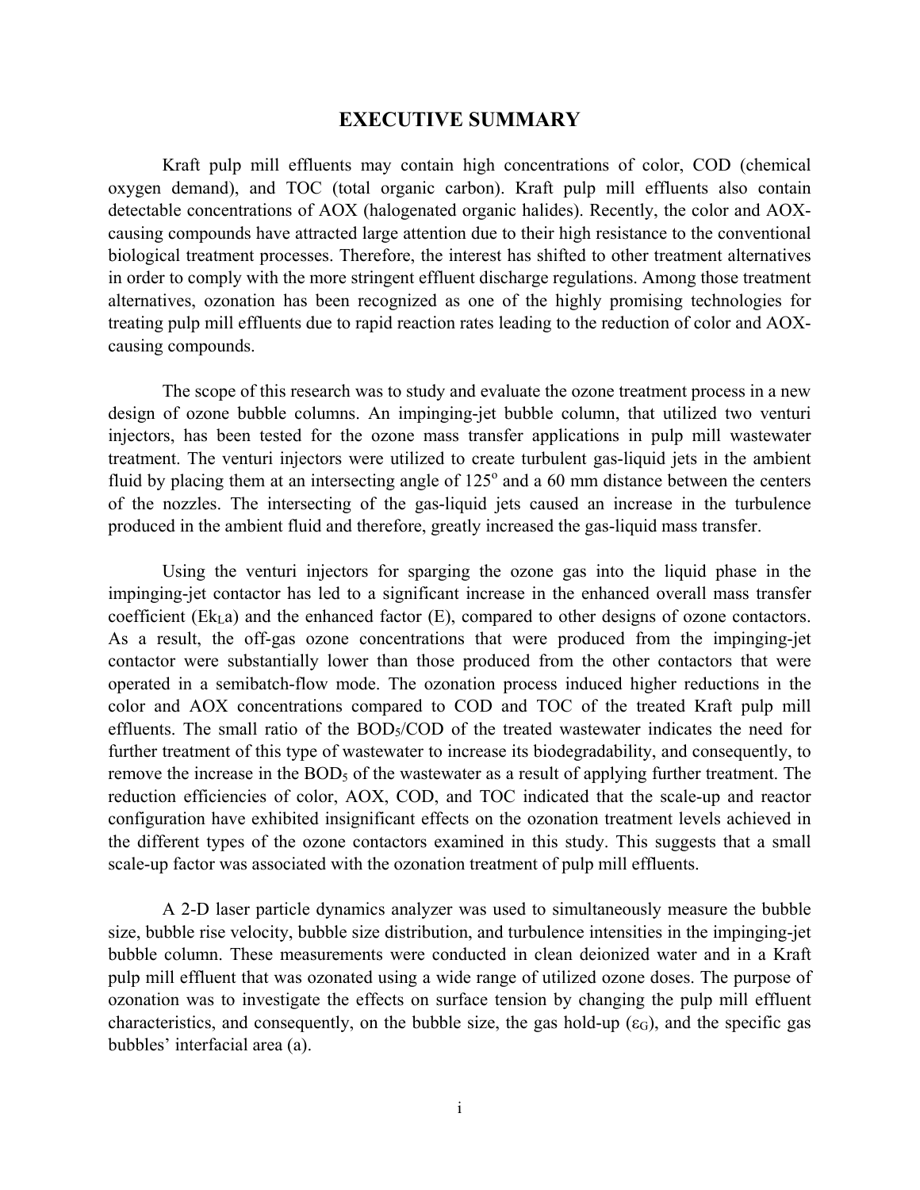# EXECUTIVE SUMMARY

Kraft pulp mill effluents may contain high concentrations of color, COD (chemical oxygen demand), and TOC (total organic carbon). Kraft pulp mill effluents also contain detectable concentrations of AOX (halogenated organic halides). Recently, the color and AOX-causing compounds have attracted large attention due to their high resistance to the conventional biological treatment processes. Therefore, the interest has shifted to other treatment alternatives in order to comply with the more stringent effluent discharge regulations. Among those treatment alternatives, ozonation has been recognized as one of the highly promising technologies for treating pulp mill effluents due to rapid reaction rates leading to the reduction of color and AOX-causing compounds.

The scope of this research was to study and evaluate the ozone treatment process in a new design of ozone bubble columns. An impinging-jet bubble column, that utilized two venturi injectors, has been tested for the ozone mass transfer applications in pulp mill wastewater treatment. The venturi injectors were utilized to create turbulent gas-liquid jets in the ambient fluid by placing them at an intersecting angle of $125^{o}$ and a 60 mm distance between the centers of the nozzles. The intersecting of the gas-liquid jets caused an increase in the turbulence produced in the ambient fluid and therefore, greatly increased the gas-liquid mass transfer.

Using the venturi injectors for sparging the ozone gas into the liquid phase in the impinging-jet contactor has led to a significant increase in the enhanced overall mass transfer coefficient ($Ek_La$) and the enhanced factor (E), compared to other designs of ozone contactors. As a result, the off-gas ozone concentrations that were produced from the impinging-jet contactor were substantially lower than those produced from the other contactors that were operated in a semibatch-flow mode. The ozonation process induced higher reductions in the color and AOX concentrations compared to COD and TOC of the treated Kraft pulp mill effluents. The small ratio of the $BOD_5$/COD of the treated wastewater indicates the need for further treatment of this type of wastewater to increase its biodegradability, and consequently, to remove the increase in the $BOD_5$ of the wastewater as a result of applying further treatment. The reduction efficiencies of color, AOX, COD, and TOC indicated that the scale-up and reactor configuration have exhibited insignificant effects on the ozonation treatment levels achieved in the different types of the ozone contactors examined in this study. This suggests that a small scale-up factor was associated with the ozonation treatment of pulp mill effluents.

A 2-D laser particle dynamics analyzer was used to simultaneously measure the bubble size, bubble rise velocity, bubble size distribution, and turbulence intensities in the impinging-jet bubble column. These measurements were conducted in clean deionized water and in a Kraft pulp mill effluent that was ozonated using a wide range of utilized ozone doses. The purpose of ozonation was to investigate the effects on surface tension by changing the pulp mill effluent characteristics, and consequently, on the bubble size, the gas hold-up ($\varepsilon_G$), and the specific gas bubbles' interfacial area (a).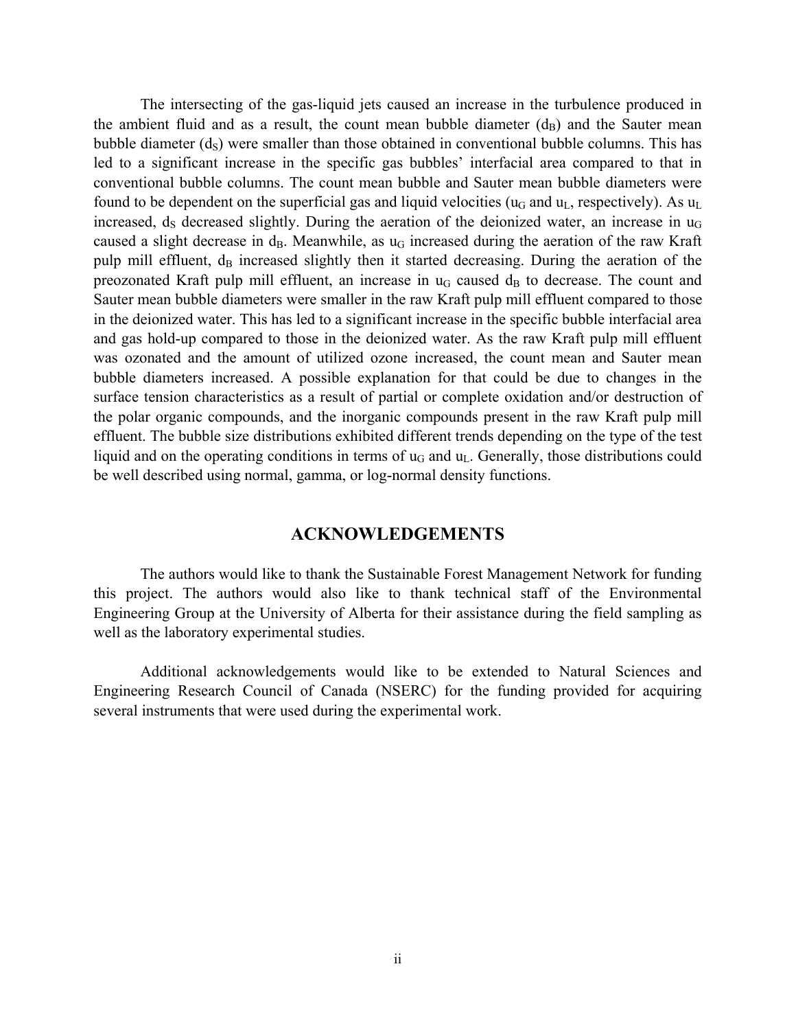The intersecting of the gas-liquid jets caused an increase in the turbulence produced in the ambient fluid and as a result, the count mean bubble diameter ($d_B$) and the Sauter mean bubble diameter ($d_S$) were smaller than those obtained in conventional bubble columns. This has led to a significant increase in the specific gas bubbles' interfacial area compared to that in conventional bubble columns. The count mean bubble and Sauter mean bubble diameters were found to be dependent on the superficial gas and liquid velocities ($u_G$ and $u_L$, respectively). As $u_L$ increased, $d_S$ decreased slightly. During the aeration of the deionized water, an increase in $u_G$ caused a slight decrease in $d_B$. Meanwhile, as $u_G$ increased during the aeration of the raw Kraft pulp mill effluent, $d_B$ increased slightly then it started decreasing. During the aeration of the preozonated Kraft pulp mill effluent, an increase in $u_G$ caused $d_B$ to decrease. The count and Sauter mean bubble diameters were smaller in the raw Kraft pulp mill effluent compared to those in the deionized water. This has led to a significant increase in the specific bubble interfacial area and gas hold-up compared to those in the deionized water. As the raw Kraft pulp mill effluent was ozonated and the amount of utilized ozone increased, the count mean and Sauter mean bubble diameters increased. A possible explanation for that could be due to changes in the surface tension characteristics as a result of partial or complete oxidation and/or destruction of the polar organic compounds, and the inorganic compounds present in the raw Kraft pulp mill effluent. The bubble size distributions exhibited different trends depending on the type of the test liquid and on the operating conditions in terms of $u_G$ and $u_L$. Generally, those distributions could be well described using normal, gamma, or log-normal density functions.

## ACKNOWLEDGEMENTS

The authors would like to thank the Sustainable Forest Management Network for funding this project. The authors would also like to thank technical staff of the Environmental Engineering Group at the University of Alberta for their assistance during the field sampling as well as the laboratory experimental studies.

Additional acknowledgements would like to be extended to Natural Sciences and Engineering Research Council of Canada (NSERC) for the funding provided for acquiring several instruments that were used during the experimental work.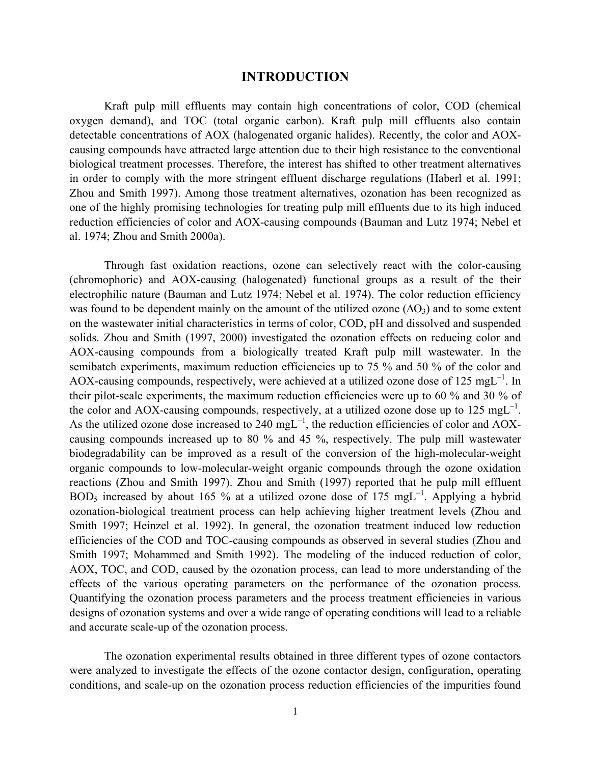# INTRODUCTION

Kraft pulp mill effluents may contain high concentrations of color, COD (chemical oxygen demand), and TOC (total organic carbon). Kraft pulp mill effluents also contain detectable concentrations of AOX (halogenated organic halides). Recently, the color and AOX-causing compounds have attracted large attention due to their high resistance to the conventional biological treatment processes. Therefore, the interest has shifted to other treatment alternatives in order to comply with the more stringent effluent discharge regulations (Haberl et al. 1991; Zhou and Smith 1997). Among those treatment alternatives, ozonation has been recognized as one of the highly promising technologies for treating pulp mill effluents due to its high induced reduction efficiencies of color and AOX-causing compounds (Bauman and Lutz 1974; Nebel et al. 1974; Zhou and Smith 2000a).

Through fast oxidation reactions, ozone can selectively react with the color-causing (chromophoric) and AOX-causing (halogenated) functional groups as a result of the their electrophilic nature (Bauman and Lutz 1974; Nebel et al. 1974). The color reduction efficiency was found to be dependent mainly on the amount of the utilized ozone ($\Delta O_3$) and to some extent on the wastewater initial characteristics in terms of color, COD, pH and dissolved and suspended solids. Zhou and Smith (1997, 2000) investigated the ozonation effects on reducing color and AOX-causing compounds from a biologically treated Kraft pulp mill wastewater. In the semibatch experiments, maximum reduction efficiencies up to 75 % and 50 % of the color and AOX-causing compounds, respectively, were achieved at a utilized ozone dose of 125 $mgL^{-1}$. In their pilot-scale experiments, the maximum reduction efficiencies were up to 60 % and 30 % of the color and AOX-causing compounds, respectively, at a utilized ozone dose up to 125 $mgL^{-1}$. As the utilized ozone dose increased to 240 $mgL^{-1}$, the reduction efficiencies of color and AOX-causing compounds increased up to 80 % and 45 %, respectively. The pulp mill wastewater biodegradability can be improved as a result of the conversion of the high-molecular-weight organic compounds to low-molecular-weight organic compounds through the ozone oxidation reactions (Zhou and Smith 1997). Zhou and Smith (1997) reported that he pulp mill effluent $BOD_5$ increased by about 165 % at a utilized ozone dose of 175 $mgL^{-1}$. Applying a hybrid ozonation-biological treatment process can help achieving higher treatment levels (Zhou and Smith 1997; Heinzel et al. 1992). In general, the ozonation treatment induced low reduction efficiencies of the COD and TOC-causing compounds as observed in several studies (Zhou and Smith 1997; Mohammed and Smith 1992). The modeling of the induced reduction of color, AOX, TOC, and COD, caused by the ozonation process, can lead to more understanding of the effects of the various operating parameters on the performance of the ozonation process. Quantifying the ozonation process parameters and the process treatment efficiencies in various designs of ozonation systems and over a wide range of operating conditions will lead to a reliable and accurate scale-up of the ozonation process.

The ozonation experimental results obtained in three different types of ozone contactors were analyzed to investigate the effects of the ozone contactor design, configuration, operating conditions, and scale-up on the ozonation process reduction efficiencies of the impurities found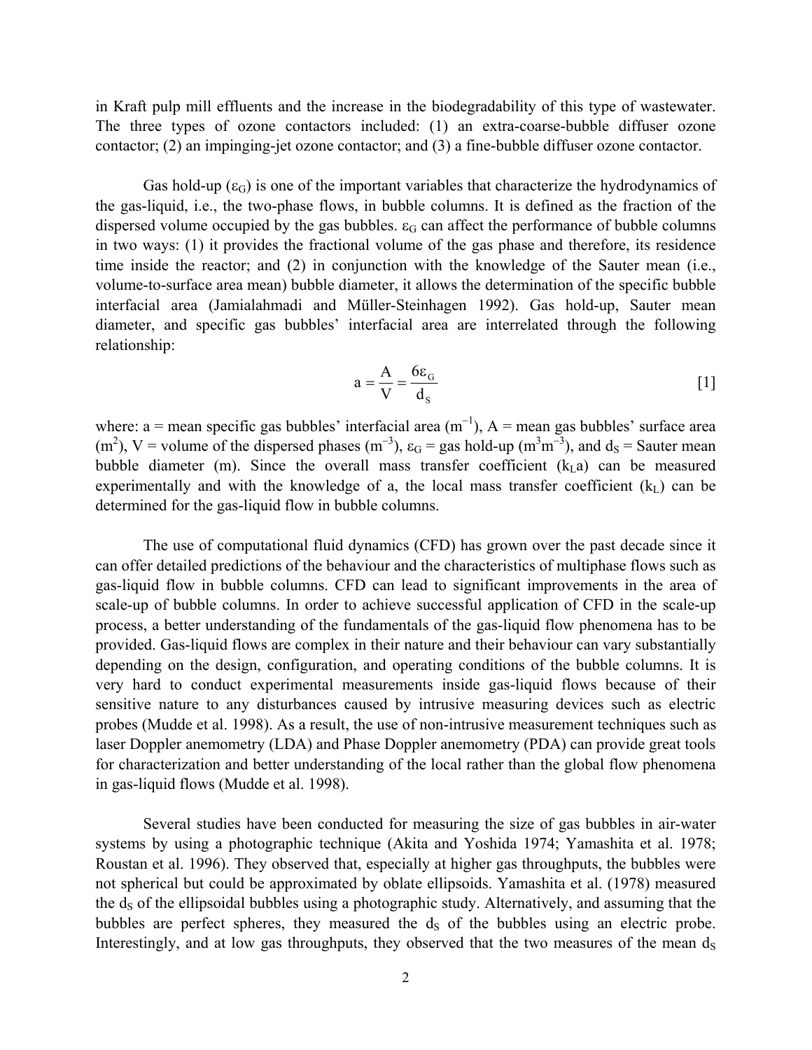in Kraft pulp mill effluents and the increase in the biodegradability of this type of wastewater. The three types of ozone contactors included: (1) an extra-coarse-bubble diffuser ozone contactor; (2) an impinging-jet ozone contactor; and (3) a fine-bubble diffuser ozone contactor.

Gas hold-up ($\varepsilon_G$) is one of the important variables that characterize the hydrodynamics of the gas-liquid, i.e., the two-phase flows, in bubble columns. It is defined as the fraction of the dispersed volume occupied by the gas bubbles. $\varepsilon_G$ can affect the performance of bubble columns in two ways: (1) it provides the fractional volume of the gas phase and therefore, its residence time inside the reactor; and (2) in conjunction with the knowledge of the Sauter mean (i.e., volume-to-surface area mean) bubble diameter, it allows the determination of the specific bubble interfacial area (Jamialahmadi and Müller-Steinhagen 1992). Gas hold-up, Sauter mean diameter, and specific gas bubbles' interfacial area are interrelated through the following relationship:

$$a = \frac{A}{V} = \frac{6\varepsilon_G}{d_S} \qquad [1]$$

where: a = mean specific gas bubbles' interfacial area ($m^{-1}$), A = mean gas bubbles' surface area ($m^2$), V = volume of the dispersed phases ($m^{-3}$), $\varepsilon_G$ = gas hold-up ($m^3 m^{-3}$), and $d_S$ = Sauter mean bubble diameter (m). Since the overall mass transfer coefficient ($k_L a$) can be measured experimentally and with the knowledge of a, the local mass transfer coefficient ($k_L$) can be determined for the gas-liquid flow in bubble columns.

The use of computational fluid dynamics (CFD) has grown over the past decade since it can offer detailed predictions of the behaviour and the characteristics of multiphase flows such as gas-liquid flow in bubble columns. CFD can lead to significant improvements in the area of scale-up of bubble columns. In order to achieve successful application of CFD in the scale-up process, a better understanding of the fundamentals of the gas-liquid flow phenomena has to be provided. Gas-liquid flows are complex in their nature and their behaviour can vary substantially depending on the design, configuration, and operating conditions of the bubble columns. It is very hard to conduct experimental measurements inside gas-liquid flows because of their sensitive nature to any disturbances caused by intrusive measuring devices such as electric probes (Mudde et al. 1998). As a result, the use of non-intrusive measurement techniques such as laser Doppler anemometry (LDA) and Phase Doppler anemometry (PDA) can provide great tools for characterization and better understanding of the local rather than the global flow phenomena in gas-liquid flows (Mudde et al. 1998).

Several studies have been conducted for measuring the size of gas bubbles in air-water systems by using a photographic technique (Akita and Yoshida 1974; Yamashita et al. 1978; Roustan et al. 1996). They observed that, especially at higher gas throughputs, the bubbles were not spherical but could be approximated by oblate ellipsoids. Yamashita et al. (1978) measured the $d_S$ of the ellipsoidal bubbles using a photographic study. Alternatively, and assuming that the bubbles are perfect spheres, they measured the $d_S$ of the bubbles using an electric probe. Interestingly, and at low gas throughputs, they observed that the two measures of the mean $d_S$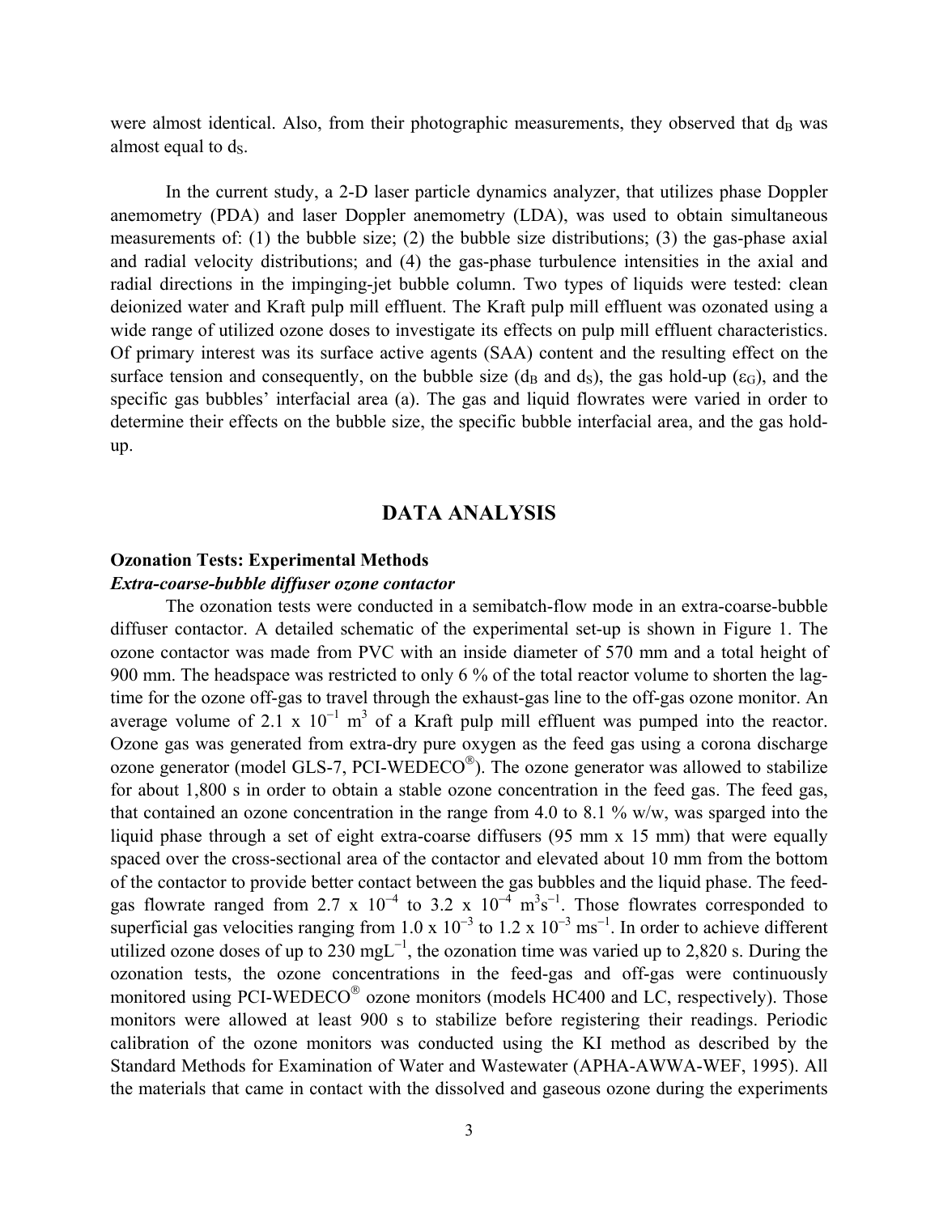were almost identical. Also, from their photographic measurements, they observed that $d_B$ was almost equal to $d_S$.

In the current study, a 2-D laser particle dynamics analyzer, that utilizes phase Doppler anemometry (PDA) and laser Doppler anemometry (LDA), was used to obtain simultaneous measurements of: (1) the bubble size; (2) the bubble size distributions; (3) the gas-phase axial and radial velocity distributions; and (4) the gas-phase turbulence intensities in the axial and radial directions in the impinging-jet bubble column. Two types of liquids were tested: clean deionized water and Kraft pulp mill effluent. The Kraft pulp mill effluent was ozonated using a wide range of utilized ozone doses to investigate its effects on pulp mill effluent characteristics. Of primary interest was its surface active agents (SAA) content and the resulting effect on the surface tension and consequently, on the bubble size ($d_B$ and $d_S$), the gas hold-up ($\varepsilon_G$), and the specific gas bubbles' interfacial area (a). The gas and liquid flowrates were varied in order to determine their effects on the bubble size, the specific bubble interfacial area, and the gas hold-up.

## DATA ANALYSIS

**Ozonation Tests: Experimental Methods**

***Extra-coarse-bubble diffuser ozone contactor***

The ozonation tests were conducted in a semibatch-flow mode in an extra-coarse-bubble diffuser contactor. A detailed schematic of the experimental set-up is shown in Figure 1. The ozone contactor was made from PVC with an inside diameter of 570 mm and a total height of 900 mm. The headspace was restricted to only 6 % of the total reactor volume to shorten the lag-time for the ozone off-gas to travel through the exhaust-gas line to the off-gas ozone monitor. An average volume of $2.1 \times 10^{-1}$ $m^3$ of a Kraft pulp mill effluent was pumped into the reactor. Ozone gas was generated from extra-dry pure oxygen as the feed gas using a corona discharge ozone generator (model GLS-7, PCI-WEDECO®). The ozone generator was allowed to stabilize for about 1,800 s in order to obtain a stable ozone concentration in the feed gas. The feed gas, that contained an ozone concentration in the range from 4.0 to 8.1 % w/w, was sparged into the liquid phase through a set of eight extra-coarse diffusers (95 mm x 15 mm) that were equally spaced over the cross-sectional area of the contactor and elevated about 10 mm from the bottom of the contactor to provide better contact between the gas bubbles and the liquid phase. The feed-gas flowrate ranged from $2.7 \times 10^{-4}$ to $3.2 \times 10^{-4}$ $m^3s^{-1}$. Those flowrates corresponded to superficial gas velocities ranging from $1.0 \times 10^{-3}$ to $1.2 \times 10^{-3}$ $ms^{-1}$. In order to achieve different utilized ozone doses of up to 230 $mgL^{-1}$, the ozonation time was varied up to 2,820 s. During the ozonation tests, the ozone concentrations in the feed-gas and off-gas were continuously monitored using PCI-WEDECO® ozone monitors (models HC400 and LC, respectively). Those monitors were allowed at least 900 s to stabilize before registering their readings. Periodic calibration of the ozone monitors was conducted using the KI method as described by the Standard Methods for Examination of Water and Wastewater (APHA-AWWA-WEF, 1995). All the materials that came in contact with the dissolved and gaseous ozone during the experiments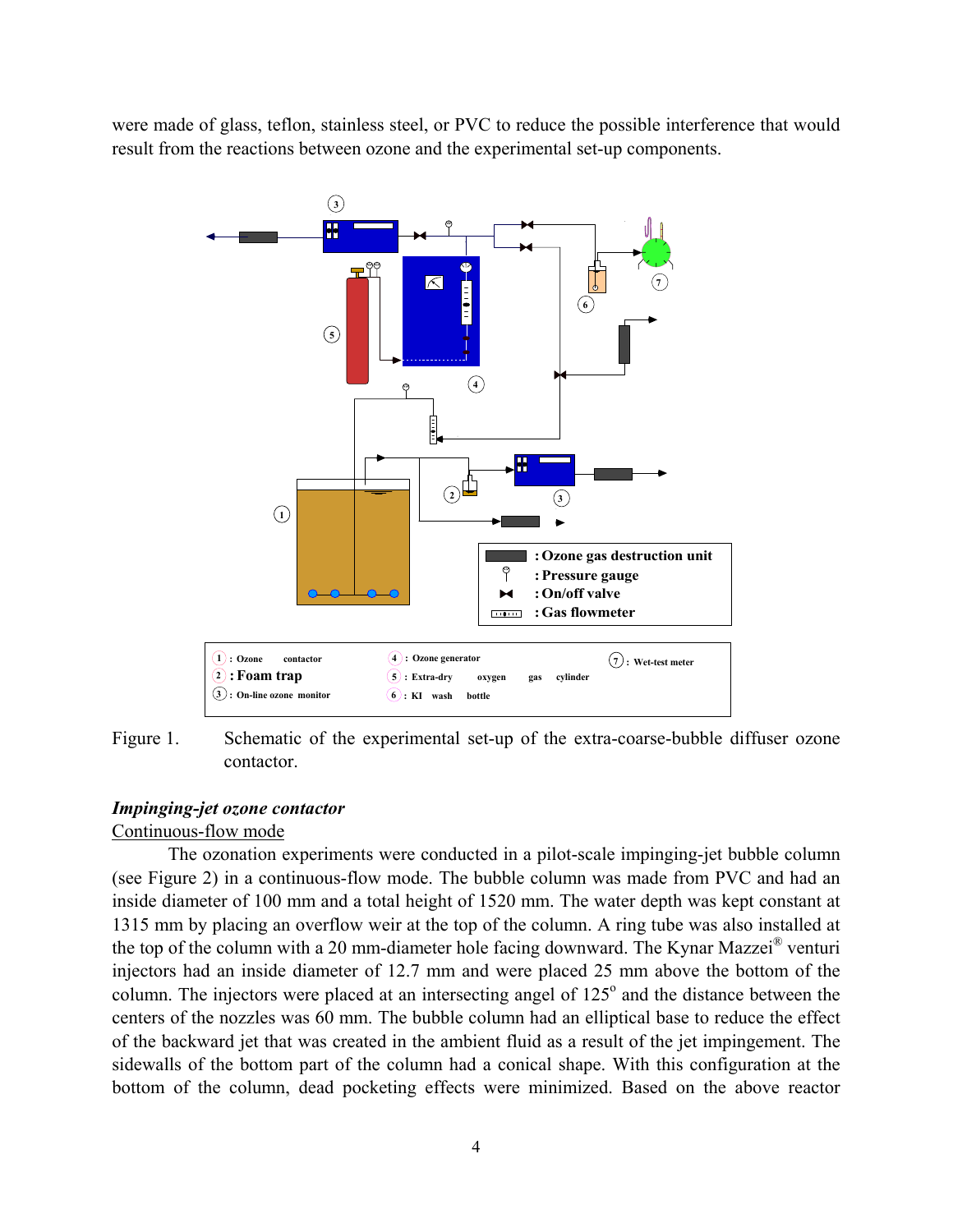were made of glass, teflon, stainless steel, or PVC to reduce the possible interference that would result from the reactions between ozone and the experimental set-up components.

Figure 1. Schematic of the experimental set-up of the extra-coarse-bubble diffuser ozone contactor.

### *Impinging-jet ozone contactor*

Continuous-flow mode

The ozonation experiments were conducted in a pilot-scale impinging-jet bubble column (see Figure 2) in a continuous-flow mode. The bubble column was made from PVC and had an inside diameter of 100 mm and a total height of 1520 mm. The water depth was kept constant at 1315 mm by placing an overflow weir at the top of the column. A ring tube was also installed at the top of the column with a 20 mm-diameter hole facing downward. The Kynar Mazzei® venturi injectors had an inside diameter of 12.7 mm and were placed 25 mm above the bottom of the column. The injectors were placed at an intersecting angel of 125° and the distance between the centers of the nozzles was 60 mm. The bubble column had an elliptical base to reduce the effect of the backward jet that was created in the ambient fluid as a result of the jet impingement. The sidewalls of the bottom part of the column had a conical shape. With this configuration at the bottom of the column, dead pocketing effects were minimized. Based on the above reactor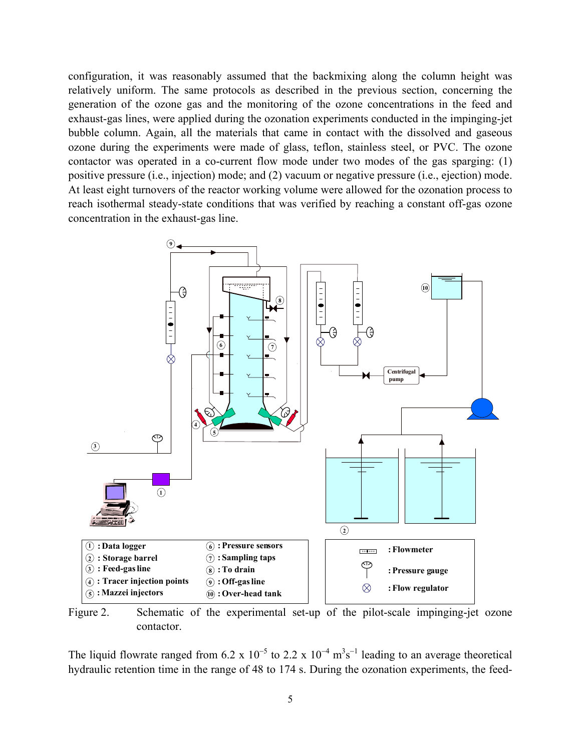configuration, it was reasonably assumed that the backmixing along the column height was relatively uniform. The same protocols as described in the previous section, concerning the generation of the ozone gas and the monitoring of the ozone concentrations in the feed and exhaust-gas lines, were applied during the ozonation experiments conducted in the impinging-jet bubble column. Again, all the materials that came in contact with the dissolved and gaseous ozone during the experiments were made of glass, teflon, stainless steel, or PVC. The ozone contactor was operated in a co-current flow mode under two modes of the gas sparging: (1) positive pressure (i.e., injection) mode; and (2) vacuum or negative pressure (i.e., ejection) mode. At least eight turnovers of the reactor working volume were allowed for the ozonation process to reach isothermal steady-state conditions that was verified by reaching a constant off-gas ozone concentration in the exhaust-gas line.

Figure 2. Schematic of the experimental set-up of the pilot-scale impinging-jet ozone contactor.

The liquid flowrate ranged from $6.2 \times 10^{-5}$ to $2.2 \times 10^{-4}$ $m^3s^{-1}$ leading to an average theoretical hydraulic retention time in the range of 48 to 174 s. During the ozonation experiments, the feed-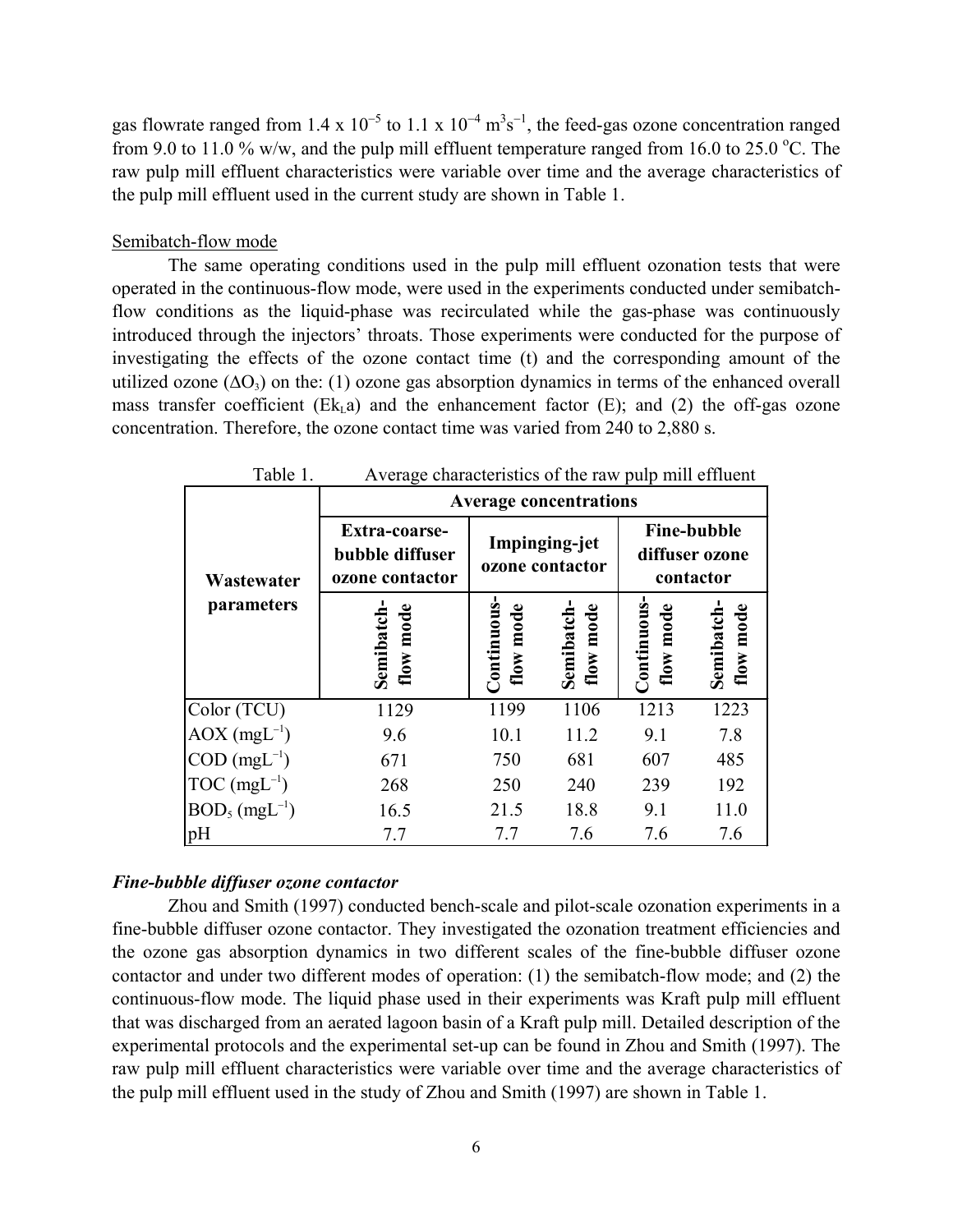gas flowrate ranged from $1.4 \times 10^{-5}$ to $1.1 \times 10^{-4}$ $m^3s^{-1}$, the feed-gas ozone concentration ranged from 9.0 to 11.0 % w/w, and the pulp mill effluent temperature ranged from 16.0 to 25.0 °C. The raw pulp mill effluent characteristics were variable over time and the average characteristics of the pulp mill effluent used in the current study are shown in Table 1.

Semibatch-flow mode

The same operating conditions used in the pulp mill effluent ozonation tests that were operated in the continuous-flow mode, were used in the experiments conducted under semibatch-flow conditions as the liquid-phase was recirculated while the gas-phase was continuously introduced through the injectors' throats. Those experiments were conducted for the purpose of investigating the effects of the ozone contact time (t) and the corresponding amount of the utilized ozone ($\Delta O_3$) on the: (1) ozone gas absorption dynamics in terms of the enhanced overall mass transfer coefficient ($Ek_La$) and the enhancement factor (E); and (2) the off-gas ozone concentration. Therefore, the ozone contact time was varied from 240 to 2,880 s.

Table 1. Average characteristics of the raw pulp mill effluent

| Wastewater parameters | Average concentrations | | | | |
|---|---|---|---|---|---|
| | Extra-coarse-bubble diffuser ozone contactor | Impinging-jet ozone contactor | | Fine-bubble diffuser ozone contactor | |
| | Semibatch-flow mode | Continuous-flow mode | Semibatch-flow mode | Continuous-flow mode | Semibatch-flow mode |
| Color (TCU) | 1129 | 1199 | 1106 | 1213 | 1223 |
| AOX ($mgL^{-1}$) | 9.6 | 10.1 | 11.2 | 9.1 | 7.8 |
| COD ($mgL^{-1}$) | 671 | 750 | 681 | 607 | 485 |
| TOC ($mgL^{-1}$) | 268 | 250 | 240 | 239 | 192 |
| $BOD_5$ ($mgL^{-1}$) | 16.5 | 21.5 | 18.8 | 9.1 | 11.0 |
| pH | 7.7 | 7.7 | 7.6 | 7.6 | 7.6 |

### *Fine-bubble diffuser ozone contactor*

Zhou and Smith (1997) conducted bench-scale and pilot-scale ozonation experiments in a fine-bubble diffuser ozone contactor. They investigated the ozonation treatment efficiencies and the ozone gas absorption dynamics in two different scales of the fine-bubble diffuser ozone contactor and under two different modes of operation: (1) the semibatch-flow mode; and (2) the continuous-flow mode. The liquid phase used in their experiments was Kraft pulp mill effluent that was discharged from an aerated lagoon basin of a Kraft pulp mill. Detailed description of the experimental protocols and the experimental set-up can be found in Zhou and Smith (1997). The raw pulp mill effluent characteristics were variable over time and the average characteristics of the pulp mill effluent used in the study of Zhou and Smith (1997) are shown in Table 1.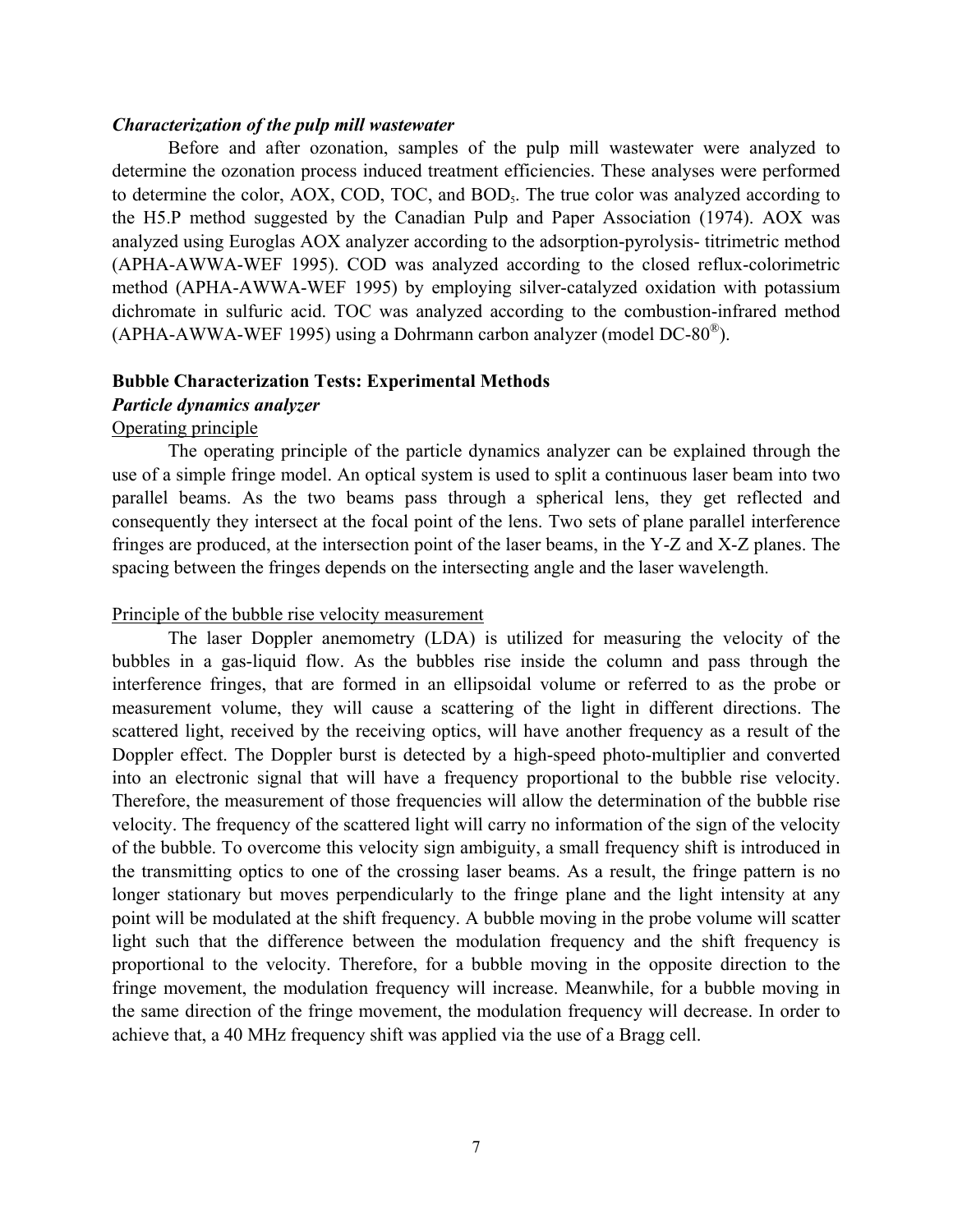### *Characterization of the pulp mill wastewater*

Before and after ozonation, samples of the pulp mill wastewater were analyzed to determine the ozonation process induced treatment efficiencies. These analyses were performed to determine the color, AOX, COD, TOC, and $BOD_5$. The true color was analyzed according to the H5.P method suggested by the Canadian Pulp and Paper Association (1974). AOX was analyzed using Euroglas AOX analyzer according to the adsorption-pyrolysis- titrimetric method (APHA-AWWA-WEF 1995). COD was analyzed according to the closed reflux-colorimetric method (APHA-AWWA-WEF 1995) by employing silver-catalyzed oxidation with potassium dichromate in sulfuric acid. TOC was analyzed according to the combustion-infrared method (APHA-AWWA-WEF 1995) using a Dohrmann carbon analyzer (model DC-80®).

## Bubble Characterization Tests: Experimental Methods

### *Particle dynamics analyzer*

#### Operating principle

The operating principle of the particle dynamics analyzer can be explained through the use of a simple fringe model. An optical system is used to split a continuous laser beam into two parallel beams. As the two beams pass through a spherical lens, they get reflected and consequently they intersect at the focal point of the lens. Two sets of plane parallel interference fringes are produced, at the intersection point of the laser beams, in the Y-Z and X-Z planes. The spacing between the fringes depends on the intersecting angle and the laser wavelength.

#### Principle of the bubble rise velocity measurement

The laser Doppler anemometry (LDA) is utilized for measuring the velocity of the bubbles in a gas-liquid flow. As the bubbles rise inside the column and pass through the interference fringes, that are formed in an ellipsoidal volume or referred to as the probe or measurement volume, they will cause a scattering of the light in different directions. The scattered light, received by the receiving optics, will have another frequency as a result of the Doppler effect. The Doppler burst is detected by a high-speed photo-multiplier and converted into an electronic signal that will have a frequency proportional to the bubble rise velocity. Therefore, the measurement of those frequencies will allow the determination of the bubble rise velocity. The frequency of the scattered light will carry no information of the sign of the velocity of the bubble. To overcome this velocity sign ambiguity, a small frequency shift is introduced in the transmitting optics to one of the crossing laser beams. As a result, the fringe pattern is no longer stationary but moves perpendicularly to the fringe plane and the light intensity at any point will be modulated at the shift frequency. A bubble moving in the probe volume will scatter light such that the difference between the modulation frequency and the shift frequency is proportional to the velocity. Therefore, for a bubble moving in the opposite direction to the fringe movement, the modulation frequency will increase. Meanwhile, for a bubble moving in the same direction of the fringe movement, the modulation frequency will decrease. In order to achieve that, a 40 MHz frequency shift was applied via the use of a Bragg cell.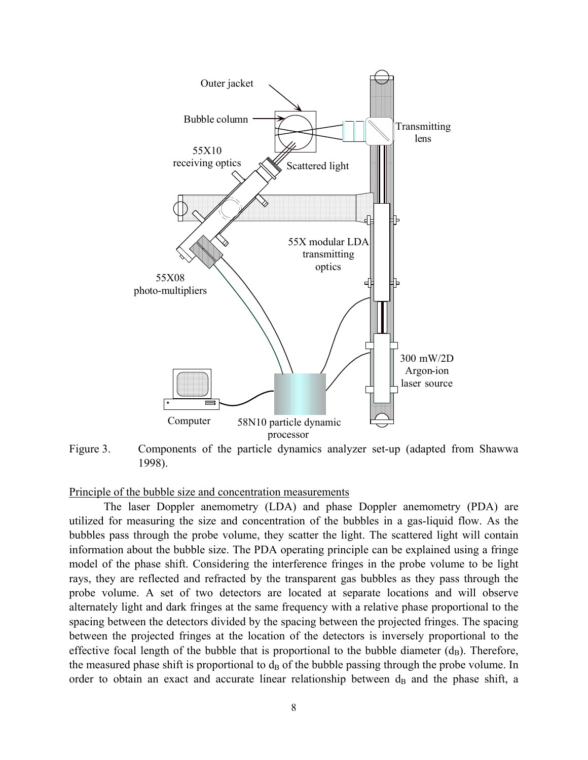Figure 3. Components of the particle dynamics analyzer set-up (adapted from Shawwa 1998).

<u>Principle of the bubble size and concentration measurements</u>

The laser Doppler anemometry (LDA) and phase Doppler anemometry (PDA) are utilized for measuring the size and concentration of the bubbles in a gas-liquid flow. As the bubbles pass through the probe volume, they scatter the light. The scattered light will contain information about the bubble size. The PDA operating principle can be explained using a fringe model of the phase shift. Considering the interference fringes in the probe volume to be light rays, they are reflected and refracted by the transparent gas bubbles as they pass through the probe volume. A set of two detectors are located at separate locations and will observe alternately light and dark fringes at the same frequency with a relative phase proportional to the spacing between the detectors divided by the spacing between the projected fringes. The spacing between the projected fringes at the location of the detectors is inversely proportional to the effective focal length of the bubble that is proportional to the bubble diameter ($d_B$). Therefore, the measured phase shift is proportional to $d_B$ of the bubble passing through the probe volume. In order to obtain an exact and accurate linear relationship between $d_B$ and the phase shift, a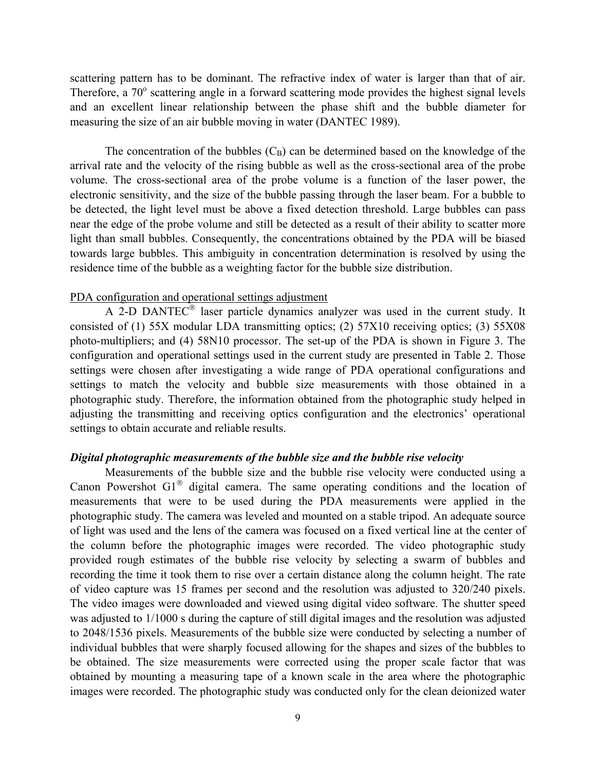scattering pattern has to be dominant. The refractive index of water is larger than that of air. Therefore, a 70$^o$ scattering angle in a forward scattering mode provides the highest signal levels and an excellent linear relationship between the phase shift and the bubble diameter for measuring the size of an air bubble moving in water (DANTEC 1989).

The concentration of the bubbles ($C_B$) can be determined based on the knowledge of the arrival rate and the velocity of the rising bubble as well as the cross-sectional area of the probe volume. The cross-sectional area of the probe volume is a function of the laser power, the electronic sensitivity, and the size of the bubble passing through the laser beam. For a bubble to be detected, the light level must be above a fixed detection threshold. Large bubbles can pass near the edge of the probe volume and still be detected as a result of their ability to scatter more light than small bubbles. Consequently, the concentrations obtained by the PDA will be biased towards large bubbles. This ambiguity in concentration determination is resolved by using the residence time of the bubble as a weighting factor for the bubble size distribution.

PDA configuration and operational settings adjustment

A 2-D DANTEC® laser particle dynamics analyzer was used in the current study. It consisted of (1) 55X modular LDA transmitting optics; (2) 57X10 receiving optics; (3) 55X08 photo-multipliers; and (4) 58N10 processor. The set-up of the PDA is shown in Figure 3. The configuration and operational settings used in the current study are presented in Table 2. Those settings were chosen after investigating a wide range of PDA operational configurations and settings to match the velocity and bubble size measurements with those obtained in a photographic study. Therefore, the information obtained from the photographic study helped in adjusting the transmitting and receiving optics configuration and the electronics' operational settings to obtain accurate and reliable results.

***Digital photographic measurements of the bubble size and the bubble rise velocity***

Measurements of the bubble size and the bubble rise velocity were conducted using a Canon Powershot G1® digital camera. The same operating conditions and the location of measurements that were to be used during the PDA measurements were applied in the photographic study. The camera was leveled and mounted on a stable tripod. An adequate source of light was used and the lens of the camera was focused on a fixed vertical line at the center of the column before the photographic images were recorded. The video photographic study provided rough estimates of the bubble rise velocity by selecting a swarm of bubbles and recording the time it took them to rise over a certain distance along the column height. The rate of video capture was 15 frames per second and the resolution was adjusted to 320/240 pixels. The video images were downloaded and viewed using digital video software. The shutter speed was adjusted to 1/1000 s during the capture of still digital images and the resolution was adjusted to 2048/1536 pixels. Measurements of the bubble size were conducted by selecting a number of individual bubbles that were sharply focused allowing for the shapes and sizes of the bubbles to be obtained. The size measurements were corrected using the proper scale factor that was obtained by mounting a measuring tape of a known scale in the area where the photographic images were recorded. The photographic study was conducted only for the clean deionized water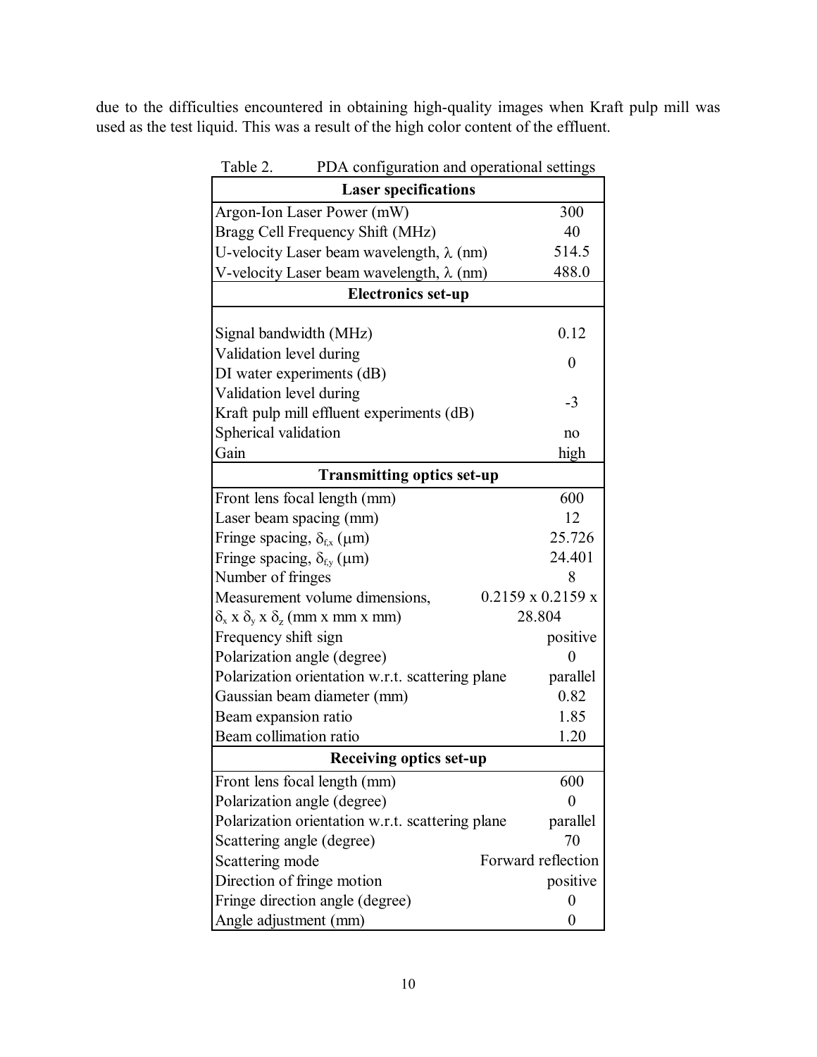due to the difficulties encountered in obtaining high-quality images when Kraft pulp mill was used as the test liquid. This was a result of the high color content of the effluent.

Table 2. PDA configuration and operational settings

| Laser specifications | |
|---|---|
| Argon-Ion Laser Power (mW) | 300 |
| Bragg Cell Frequency Shift (MHz) | 40 |
| U-velocity Laser beam wavelength, $\lambda$ (nm) | 514.5 |
| V-velocity Laser beam wavelength, $\lambda$ (nm) | 488.0 |
| **Electronics set-up** | |
| Signal bandwidth (MHz) | 0.12 |
| Validation level during DI water experiments (dB) | 0 |
| Validation level during Kraft pulp mill effluent experiments (dB) | -3 |
| Spherical validation | no |
| Gain | high |
| **Transmitting optics set-up** | |
| Front lens focal length (mm) | 600 |
| Laser beam spacing (mm) | 12 |
| Fringe spacing, $\delta_{f,x}$ ($\mu$m) | 25.726 |
| Fringe spacing, $\delta_{f,y}$ ($\mu$m) | 24.401 |
| Number of fringes | 8 |
| Measurement volume dimensions, $\delta_x$ x $\delta_y$ x $\delta_z$ (mm x mm x mm) | 0.2159 x 0.2159 x 28.804 |
| Frequency shift sign | positive |
| Polarization angle (degree) | 0 |
| Polarization orientation w.r.t. scattering plane | parallel |
| Gaussian beam diameter (mm) | 0.82 |
| Beam expansion ratio | 1.85 |
| Beam collimation ratio | 1.20 |
| **Receiving optics set-up** | |
| Front lens focal length (mm) | 600 |
| Polarization angle (degree) | 0 |
| Polarization orientation w.r.t. scattering plane | parallel |
| Scattering angle (degree) | 70 |
| Scattering mode | Forward reflection |
| Direction of fringe motion | positive |
| Fringe direction angle (degree) | 0 |
| Angle adjustment (mm) | 0 |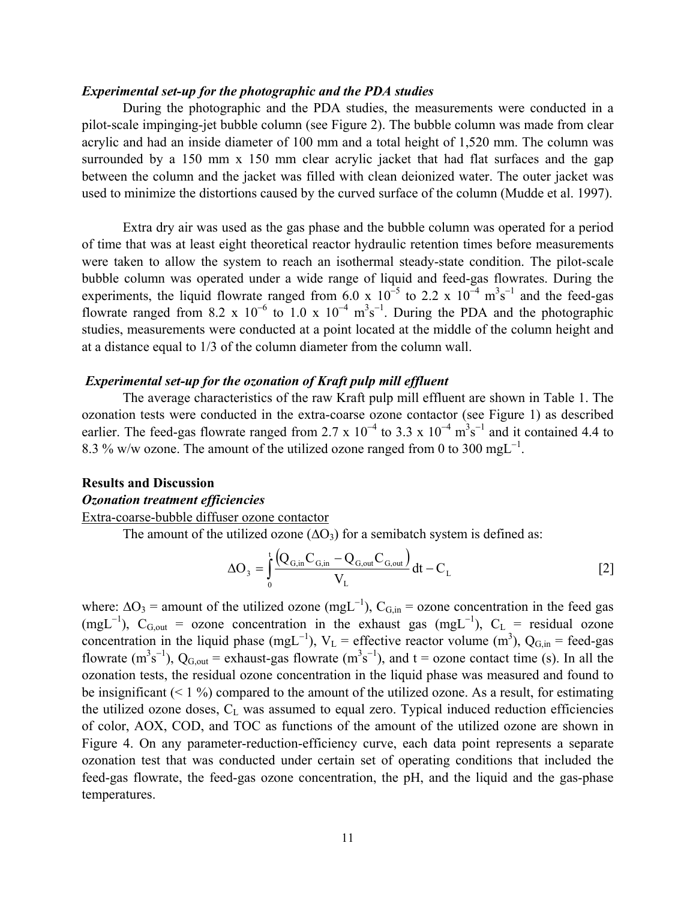***Experimental set-up for the photographic and the PDA studies***

During the photographic and the PDA studies, the measurements were conducted in a pilot-scale impinging-jet bubble column (see Figure 2). The bubble column was made from clear acrylic and had an inside diameter of 100 mm and a total height of 1,520 mm. The column was surrounded by a 150 mm x 150 mm clear acrylic jacket that had flat surfaces and the gap between the column and the jacket was filled with clean deionized water. The outer jacket was used to minimize the distortions caused by the curved surface of the column (Mudde et al. 1997).

Extra dry air was used as the gas phase and the bubble column was operated for a period of time that was at least eight theoretical reactor hydraulic retention times before measurements were taken to allow the system to reach an isothermal steady-state condition. The pilot-scale bubble column was operated under a wide range of liquid and feed-gas flowrates. During the experiments, the liquid flowrate ranged from $6.0 \times 10^{-5}$ to $2.2 \times 10^{-4}$ $m^3s^{-1}$ and the feed-gas flowrate ranged from $8.2 \times 10^{-6}$ to $1.0 \times 10^{-4}$ $m^3s^{-1}$. During the PDA and the photographic studies, measurements were conducted at a point located at the middle of the column height and at a distance equal to 1/3 of the column diameter from the column wall.

***Experimental set-up for the ozonation of Kraft pulp mill effluent***

The average characteristics of the raw Kraft pulp mill effluent are shown in Table 1. The ozonation tests were conducted in the extra-coarse ozone contactor (see Figure 1) as described earlier. The feed-gas flowrate ranged from $2.7 \times 10^{-4}$ to $3.3 \times 10^{-4}$ $m^3s^{-1}$ and it contained 4.4 to 8.3 % w/w ozone. The amount of the utilized ozone ranged from 0 to 300 $mgL^{-1}$.

## Results and Discussion

***Ozonation treatment efficiencies***

Extra-coarse-bubble diffuser ozone contactor

The amount of the utilized ozone ($\Delta O_3$) for a semibatch system is defined as:

$$\Delta O_3 = \int_0^t \frac{\left(Q_{G,in}C_{G,in} - Q_{G,out}C_{G,out}\right)}{V_L} dt - C_L \qquad [2]$$

where: $\Delta O_3$ = amount of the utilized ozone ($mgL^{-1}$), $C_{G,in}$ = ozone concentration in the feed gas ($mgL^{-1}$), $C_{G,out}$ = ozone concentration in the exhaust gas ($mgL^{-1}$), $C_L$ = residual ozone concentration in the liquid phase ($mgL^{-1}$), $V_L$ = effective reactor volume ($m^3$), $Q_{G,in}$ = feed-gas flowrate ($m^3s^{-1}$), $Q_{G,out}$ = exhaust-gas flowrate ($m^3s^{-1}$), and t = ozone contact time (s). In all the ozonation tests, the residual ozone concentration in the liquid phase was measured and found to be insignificant (< 1 %) compared to the amount of the utilized ozone. As a result, for estimating the utilized ozone doses, $C_L$ was assumed to equal zero. Typical induced reduction efficiencies of color, AOX, COD, and TOC as functions of the amount of the utilized ozone are shown in Figure 4. On any parameter-reduction-efficiency curve, each data point represents a separate ozonation test that was conducted under certain set of operating conditions that included the feed-gas flowrate, the feed-gas ozone concentration, the pH, and the liquid and the gas-phase temperatures.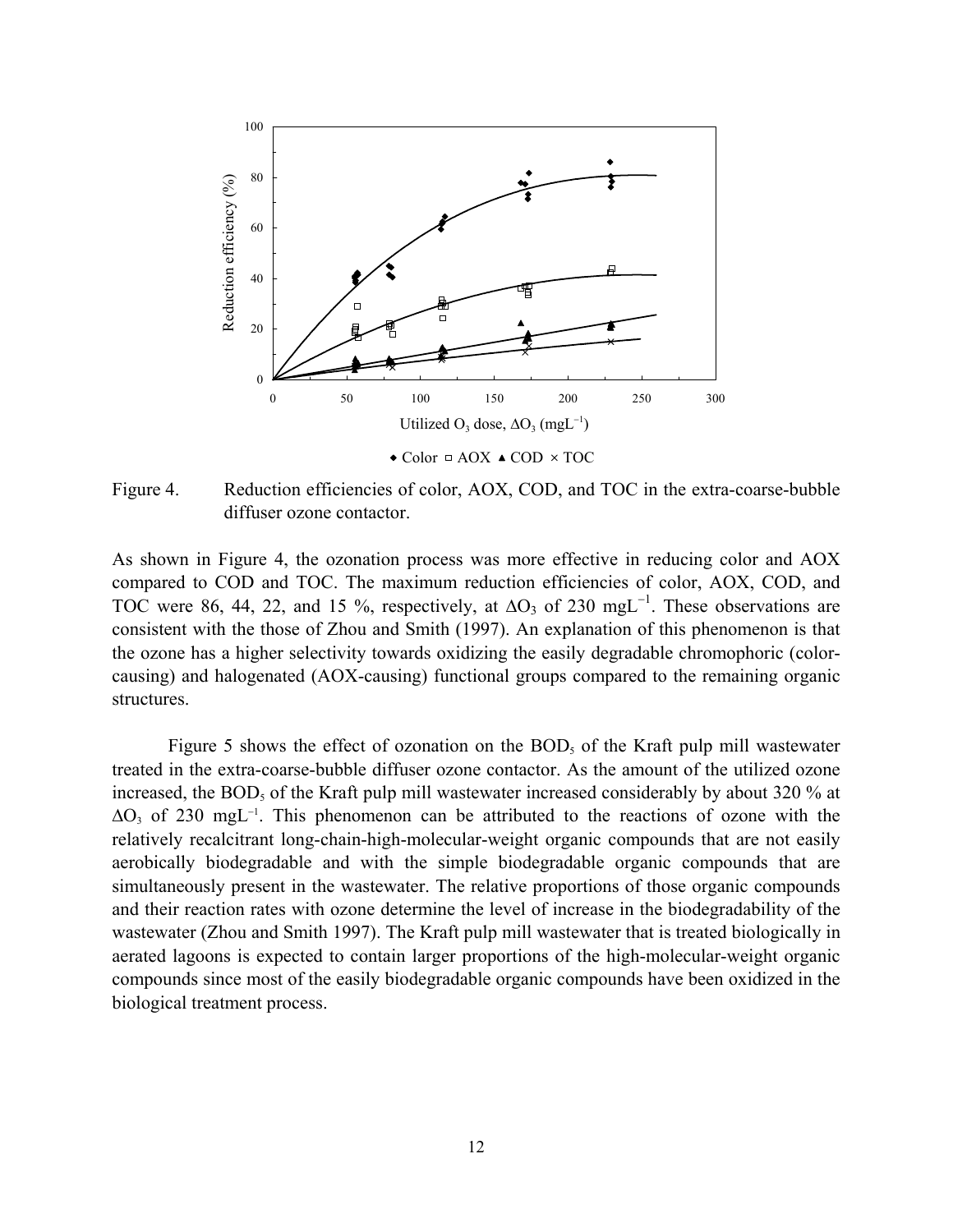Figure 4. Reduction efficiencies of color, AOX, COD, and TOC in the extra-coarse-bubble diffuser ozone contactor.

As shown in Figure 4, the ozonation process was more effective in reducing color and AOX compared to COD and TOC. The maximum reduction efficiencies of color, AOX, COD, and TOC were 86, 44, 22, and 15 %, respectively, at $\Delta O_3$ of 230 $mgL^{-1}$. These observations are consistent with the those of Zhou and Smith (1997). An explanation of this phenomenon is that the ozone has a higher selectivity towards oxidizing the easily degradable chromophoric (color-causing) and halogenated (AOX-causing) functional groups compared to the remaining organic structures.

Figure 5 shows the effect of ozonation on the $BOD_5$ of the Kraft pulp mill wastewater treated in the extra-coarse-bubble diffuser ozone contactor. As the amount of the utilized ozone increased, the $BOD_5$ of the Kraft pulp mill wastewater increased considerably by about 320 % at $\Delta O_3$ of 230 $mgL^{-1}$. This phenomenon can be attributed to the reactions of ozone with the relatively recalcitrant long-chain-high-molecular-weight organic compounds that are not easily aerobically biodegradable and with the simple biodegradable organic compounds that are simultaneously present in the wastewater. The relative proportions of those organic compounds and their reaction rates with ozone determine the level of increase in the biodegradability of the wastewater (Zhou and Smith 1997). The Kraft pulp mill wastewater that is treated biologically in aerated lagoons is expected to contain larger proportions of the high-molecular-weight organic compounds since most of the easily biodegradable organic compounds have been oxidized in the biological treatment process.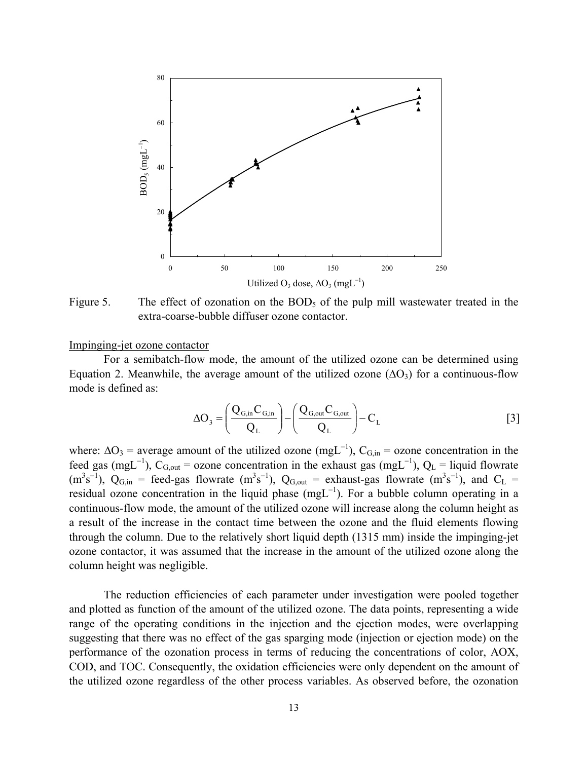Figure 5. The effect of ozonation on the $BOD_5$ of the pulp mill wastewater treated in the extra-coarse-bubble diffuser ozone contactor.

Impinging-jet ozone contactor

For a semibatch-flow mode, the amount of the utilized ozone can be determined using Equation 2. Meanwhile, the average amount of the utilized ozone ($\Delta O_3$) for a continuous-flow mode is defined as:

$$\Delta O_3 = \left( \frac{Q_{G,in} C_{G,in}}{Q_L} \right) - \left( \frac{Q_{G,out} C_{G,out}}{Q_L} \right) - C_L \qquad [3]$$

where: $\Delta O_3$ = average amount of the utilized ozone ($mgL^{-1}$), $C_{G,in}$ = ozone concentration in the feed gas ($mgL^{-1}$), $C_{G,out}$ = ozone concentration in the exhaust gas ($mgL^{-1}$), $Q_L$ = liquid flowrate ($m^3s^{-1}$), $Q_{G,in}$ = feed-gas flowrate ($m^3s^{-1}$), $Q_{G,out}$ = exhaust-gas flowrate ($m^3s^{-1}$), and $C_L$ = residual ozone concentration in the liquid phase ($mgL^{-1}$). For a bubble column operating in a continuous-flow mode, the amount of the utilized ozone will increase along the column height as a result of the increase in the contact time between the ozone and the fluid elements flowing through the column. Due to the relatively short liquid depth (1315 mm) inside the impinging-jet ozone contactor, it was assumed that the increase in the amount of the utilized ozone along the column height was negligible.

The reduction efficiencies of each parameter under investigation were pooled together and plotted as function of the amount of the utilized ozone. The data points, representing a wide range of the operating conditions in the injection and the ejection modes, were overlapping suggesting that there was no effect of the gas sparging mode (injection or ejection mode) on the performance of the ozonation process in terms of reducing the concentrations of color, AOX, COD, and TOC. Consequently, the oxidation efficiencies were only dependent on the amount of the utilized ozone regardless of the other process variables. As observed before, the ozonation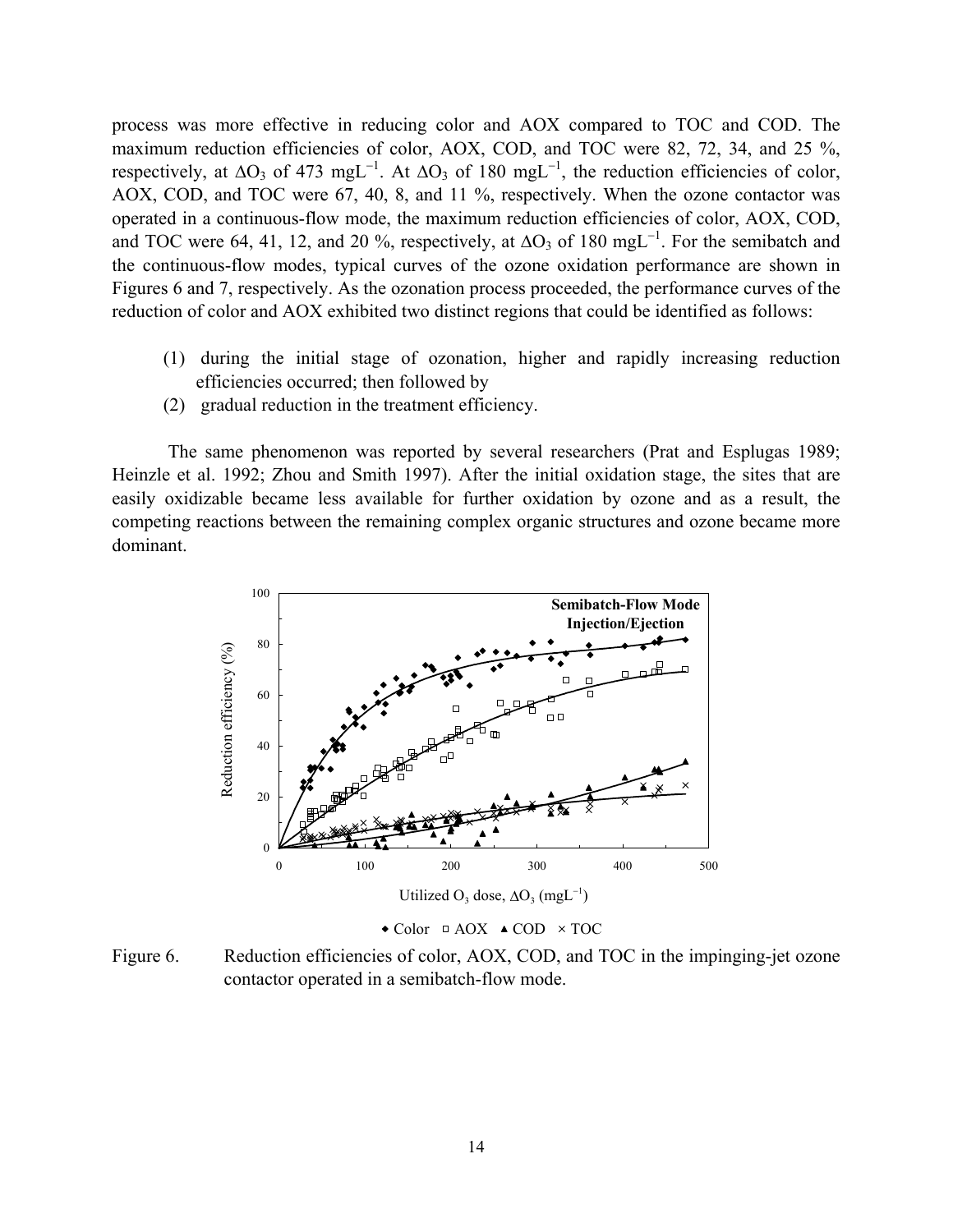process was more effective in reducing color and AOX compared to TOC and COD. The maximum reduction efficiencies of color, AOX, COD, and TOC were 82, 72, 34, and 25 %, respectively, at $\Delta O_3$ of 473 $mgL^{-1}$. At $\Delta O_3$ of 180 $mgL^{-1}$, the reduction efficiencies of color, AOX, COD, and TOC were 67, 40, 8, and 11 %, respectively. When the ozone contactor was operated in a continuous-flow mode, the maximum reduction efficiencies of color, AOX, COD, and TOC were 64, 41, 12, and 20 %, respectively, at $\Delta O_3$ of 180 $mgL^{-1}$. For the semibatch and the continuous-flow modes, typical curves of the ozone oxidation performance are shown in Figures 6 and 7, respectively. As the ozonation process proceeded, the performance curves of the reduction of color and AOX exhibited two distinct regions that could be identified as follows:

(1) during the initial stage of ozonation, higher and rapidly increasing reduction efficiencies occurred; then followed by
(2) gradual reduction in the treatment efficiency.

The same phenomenon was reported by several researchers (Prat and Esplugas 1989; Heinzle et al. 1992; Zhou and Smith 1997). After the initial oxidation stage, the sites that are easily oxidizable became less available for further oxidation by ozone and as a result, the competing reactions between the remaining complex organic structures and ozone became more dominant.

Figure 6. Reduction efficiencies of color, AOX, COD, and TOC in the impinging-jet ozone contactor operated in a semibatch-flow mode.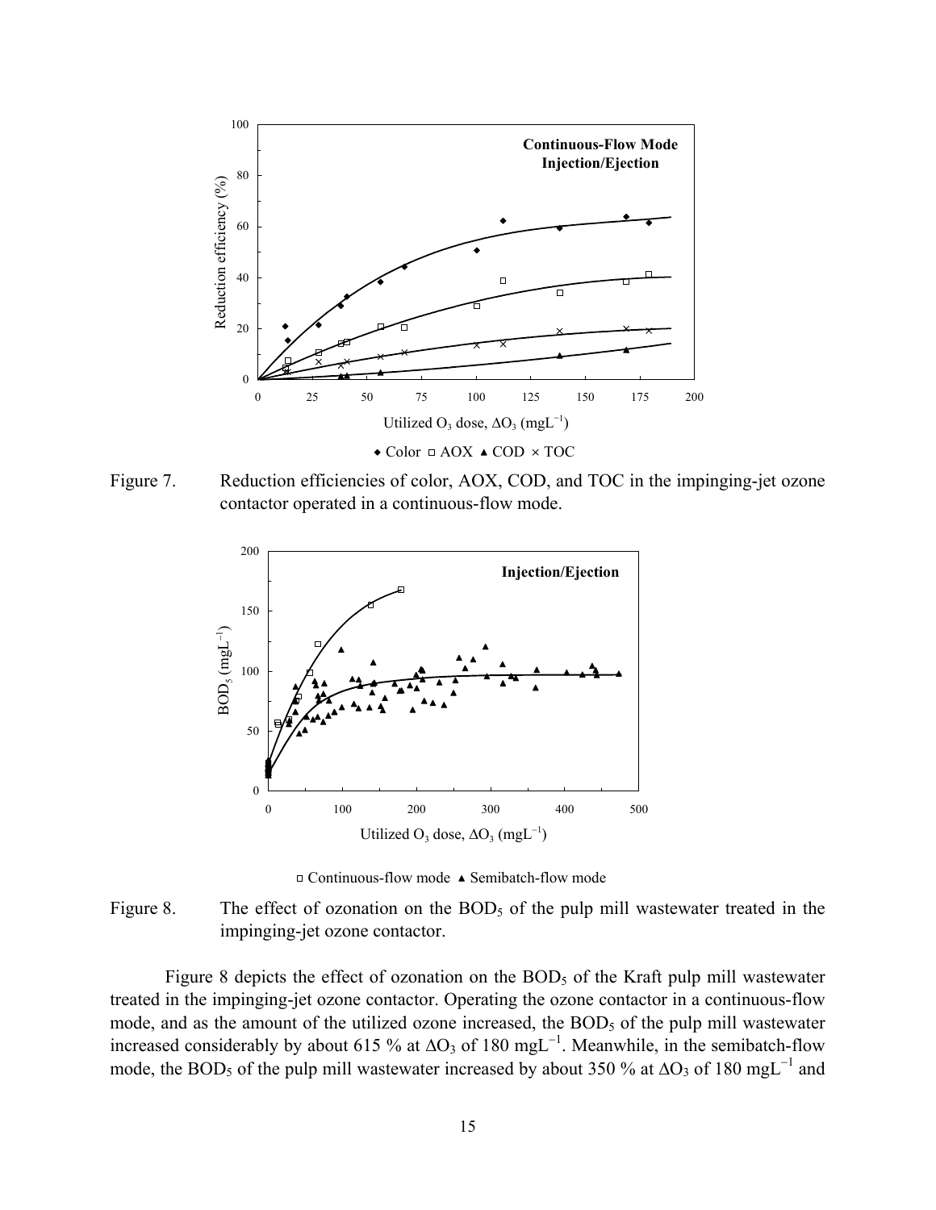Figure 7. Reduction efficiencies of color, AOX, COD, and TOC in the impinging-jet ozone contactor operated in a continuous-flow mode.

Figure 8. The effect of ozonation on the $BOD_5$ of the pulp mill wastewater treated in the impinging-jet ozone contactor.

Figure 8 depicts the effect of ozonation on the $BOD_5$ of the Kraft pulp mill wastewater treated in the impinging-jet ozone contactor. Operating the ozone contactor in a continuous-flow mode, and as the amount of the utilized ozone increased, the $BOD_5$ of the pulp mill wastewater increased considerably by about 615 % at $\Delta O_3$ of 180 $mgL^{-1}$. Meanwhile, in the semibatch-flow mode, the $BOD_5$ of the pulp mill wastewater increased by about 350 % at $\Delta O_3$ of 180 $mgL^{-1}$ and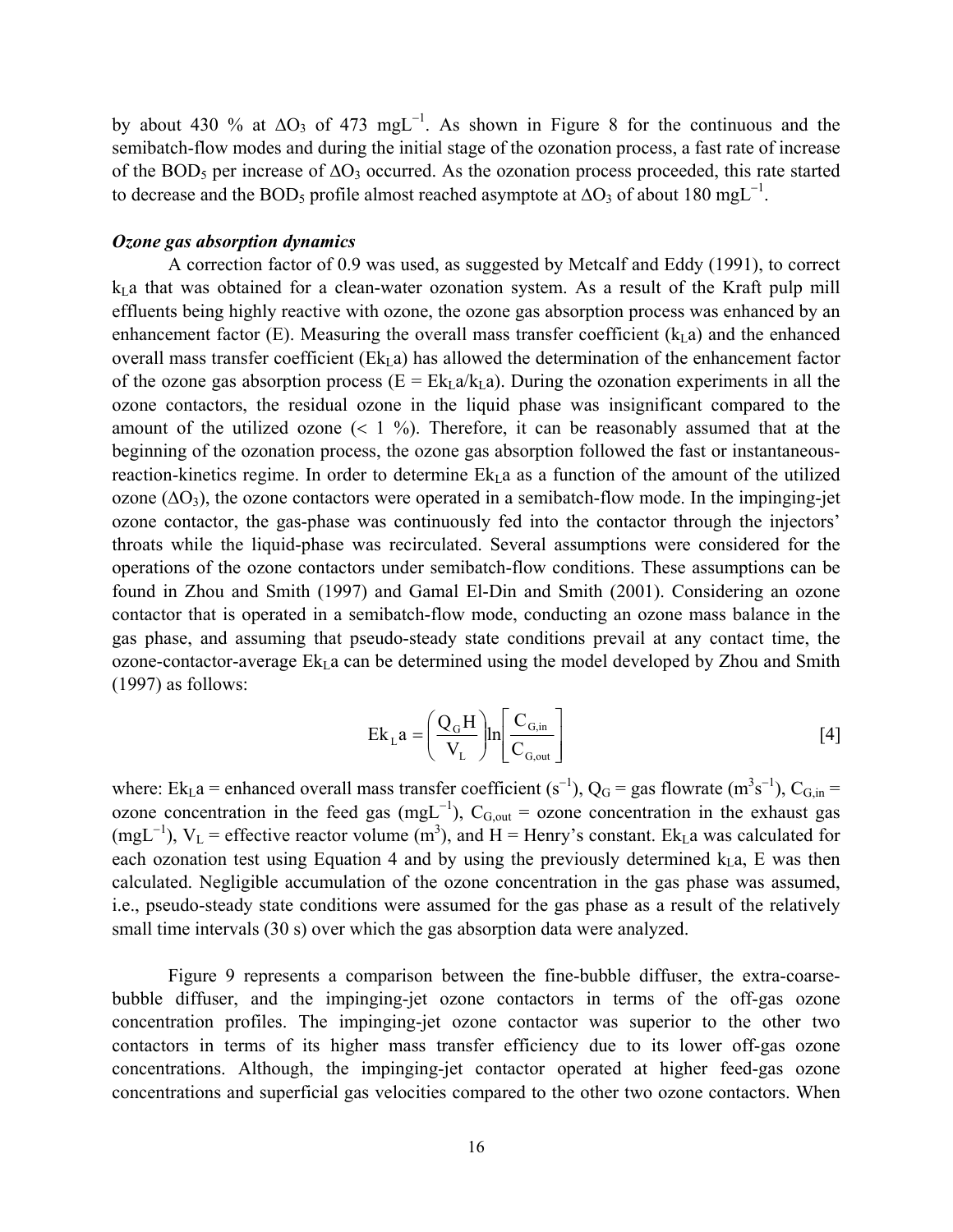by about 430 % at $\Delta O_3$ of 473 $mgL^{-1}$. As shown in Figure 8 for the continuous and the semibatch-flow modes and during the initial stage of the ozonation process, a fast rate of increase of the $BOD_5$ per increase of $\Delta O_3$ occurred. As the ozonation process proceeded, this rate started to decrease and the $BOD_5$ profile almost reached asymptote at $\Delta O_3$ of about 180 $mgL^{-1}$.

### *Ozone gas absorption dynamics*

A correction factor of 0.9 was used, as suggested by Metcalf and Eddy (1991), to correct $k_La$ that was obtained for a clean-water ozonation system. As a result of the Kraft pulp mill effluents being highly reactive with ozone, the ozone gas absorption process was enhanced by an enhancement factor (E). Measuring the overall mass transfer coefficient ($k_La$) and the enhanced overall mass transfer coefficient ($Ek_La$) has allowed the determination of the enhancement factor of the ozone gas absorption process ($E = Ek_La/k_La$). During the ozonation experiments in all the ozone contactors, the residual ozone in the liquid phase was insignificant compared to the amount of the utilized ozone (< 1 %). Therefore, it can be reasonably assumed that at the beginning of the ozonation process, the ozone gas absorption followed the fast or instantaneous-reaction-kinetics regime. In order to determine $Ek_La$ as a function of the amount of the utilized ozone ($\Delta O_3$), the ozone contactors were operated in a semibatch-flow mode. In the impinging-jet ozone contactor, the gas-phase was continuously fed into the contactor through the injectors' throats while the liquid-phase was recirculated. Several assumptions were considered for the operations of the ozone contactors under semibatch-flow conditions. These assumptions can be found in Zhou and Smith (1997) and Gamal El-Din and Smith (2001). Considering an ozone contactor that is operated in a semibatch-flow mode, conducting an ozone mass balance in the gas phase, and assuming that pseudo-steady state conditions prevail at any contact time, the ozone-contactor-average $Ek_La$ can be determined using the model developed by Zhou and Smith (1997) as follows:

$$Ek_La = \left(\frac{Q_G H}{V_L}\right)\ln\left[\frac{C_{G,in}}{C_{G,out}}\right] \qquad [4]$$

where: $Ek_La$ = enhanced overall mass transfer coefficient ($s^{-1}$), $Q_G$ = gas flowrate ($m^3s^{-1}$), $C_{G,in}$ = ozone concentration in the feed gas ($mgL^{-1}$), $C_{G,out}$ = ozone concentration in the exhaust gas ($mgL^{-1}$), $V_L$ = effective reactor volume ($m^3$), and H = Henry's constant. $Ek_La$ was calculated for each ozonation test using Equation 4 and by using the previously determined $k_La$, E was then calculated. Negligible accumulation of the ozone concentration in the gas phase was assumed, i.e., pseudo-steady state conditions were assumed for the gas phase as a result of the relatively small time intervals (30 s) over which the gas absorption data were analyzed.

Figure 9 represents a comparison between the fine-bubble diffuser, the extra-coarse-bubble diffuser, and the impinging-jet ozone contactors in terms of the off-gas ozone concentration profiles. The impinging-jet ozone contactor was superior to the other two contactors in terms of its higher mass transfer efficiency due to its lower off-gas ozone concentrations. Although, the impinging-jet contactor operated at higher feed-gas ozone concentrations and superficial gas velocities compared to the other two ozone contactors. When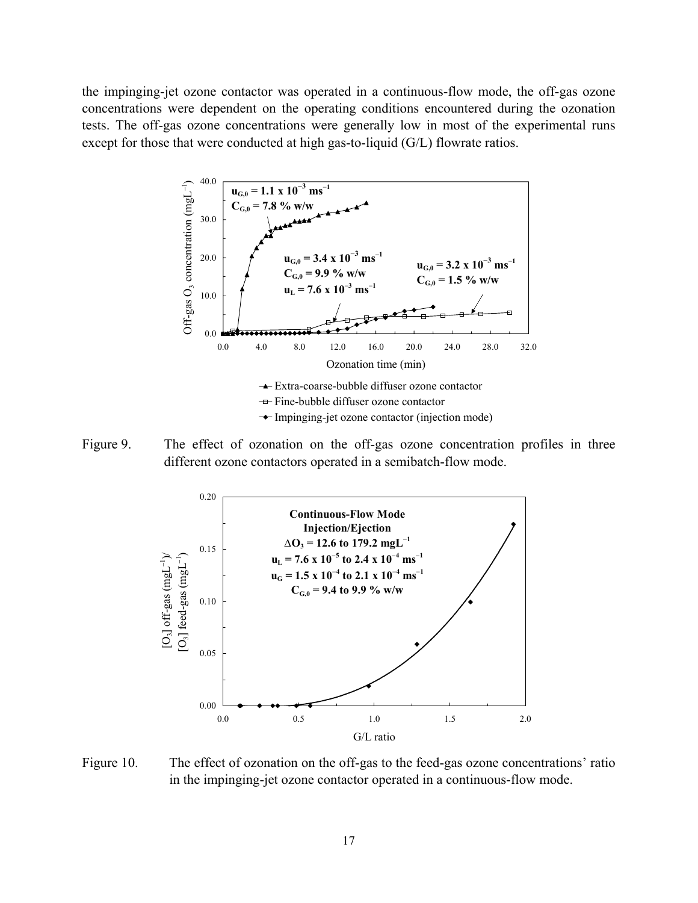the impinging-jet ozone contactor was operated in a continuous-flow mode, the off-gas ozone concentrations were dependent on the operating conditions encountered during the ozonation tests. The off-gas ozone concentrations were generally low in most of the experimental runs except for those that were conducted at high gas-to-liquid (G/L) flowrate ratios.

Figure 9. The effect of ozonation on the off-gas ozone concentration profiles in three different ozone contactors operated in a semibatch-flow mode.

Figure 10. The effect of ozonation on the off-gas to the feed-gas ozone concentrations' ratio in the impinging-jet ozone contactor operated in a continuous-flow mode.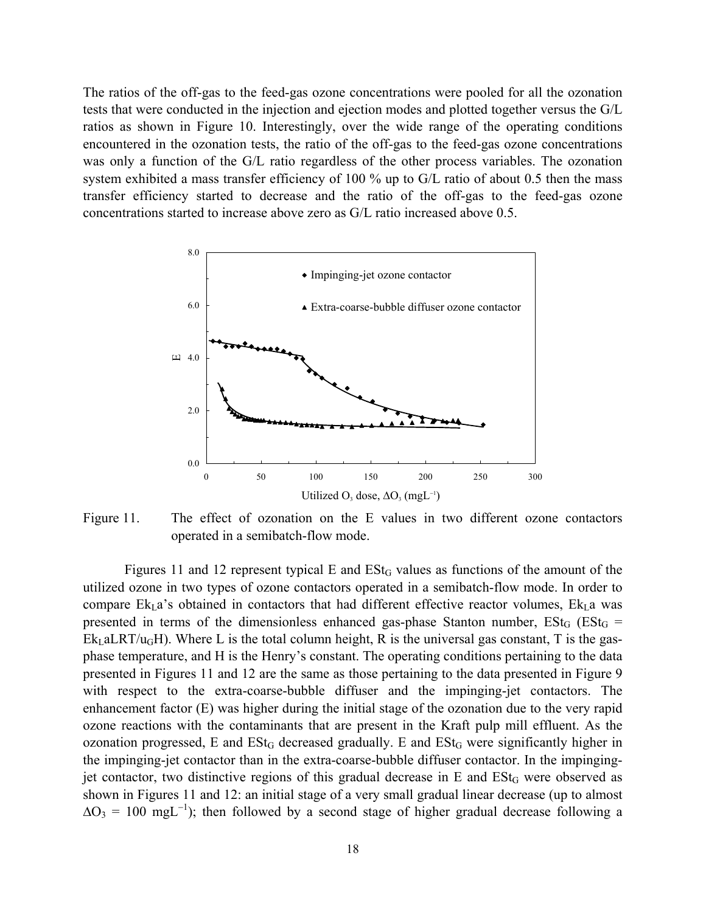The ratios of the off-gas to the feed-gas ozone concentrations were pooled for all the ozonation tests that were conducted in the injection and ejection modes and plotted together versus the G/L ratios as shown in Figure 10. Interestingly, over the wide range of the operating conditions encountered in the ozonation tests, the ratio of the off-gas to the feed-gas ozone concentrations was only a function of the G/L ratio regardless of the other process variables. The ozonation system exhibited a mass transfer efficiency of 100 % up to G/L ratio of about 0.5 then the mass transfer efficiency started to decrease and the ratio of the off-gas to the feed-gas ozone concentrations started to increase above zero as G/L ratio increased above 0.5.

Figure 11. The effect of ozonation on the E values in two different ozone contactors operated in a semibatch-flow mode.

Figures 11 and 12 represent typical E and $ESt_G$ values as functions of the amount of the utilized ozone in two types of ozone contactors operated in a semibatch-flow mode. In order to compare $Ek_La$'s obtained in contactors that had different effective reactor volumes, $Ek_La$ was presented in terms of the dimensionless enhanced gas-phase Stanton number, $ESt_G$ ($ESt_G = Ek_LaLRT/u_GH$). Where L is the total column height, R is the universal gas constant, T is the gas-phase temperature, and H is the Henry's constant. The operating conditions pertaining to the data presented in Figures 11 and 12 are the same as those pertaining to the data presented in Figure 9 with respect to the extra-coarse-bubble diffuser and the impinging-jet contactors. The enhancement factor (E) was higher during the initial stage of the ozonation due to the very rapid ozone reactions with the contaminants that are present in the Kraft pulp mill effluent. As the ozonation progressed, E and $ESt_G$ decreased gradually. E and $ESt_G$ were significantly higher in the impinging-jet contactor than in the extra-coarse-bubble diffuser contactor. In the impinging-jet contactor, two distinctive regions of this gradual decrease in E and $ESt_G$ were observed as shown in Figures 11 and 12: an initial stage of a very small gradual linear decrease (up to almost $\Delta O_3$ = 100 $mgL^{-1}$); then followed by a second stage of higher gradual decrease following a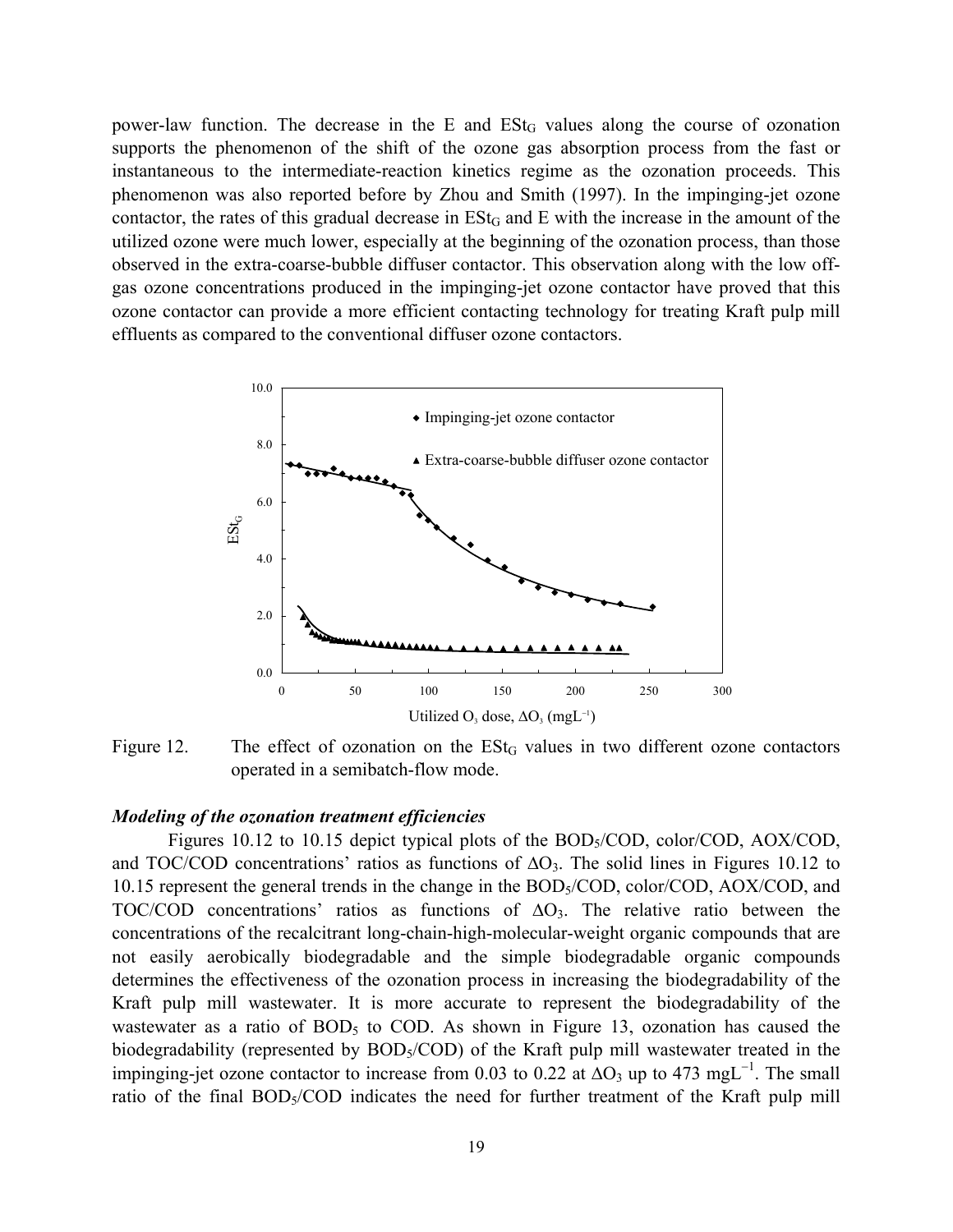power-law function. The decrease in the E and $ESt_G$ values along the course of ozonation supports the phenomenon of the shift of the ozone gas absorption process from the fast or instantaneous to the intermediate-reaction kinetics regime as the ozonation proceeds. This phenomenon was also reported before by Zhou and Smith (1997). In the impinging-jet ozone contactor, the rates of this gradual decrease in $ESt_G$ and E with the increase in the amount of the utilized ozone were much lower, especially at the beginning of the ozonation process, than those observed in the extra-coarse-bubble diffuser contactor. This observation along with the low off-gas ozone concentrations produced in the impinging-jet ozone contactor have proved that this ozone contactor can provide a more efficient contacting technology for treating Kraft pulp mill effluents as compared to the conventional diffuser ozone contactors.

Figure 12. The effect of ozonation on the $ESt_G$ values in two different ozone contactors operated in a semibatch-flow mode.

### *Modeling of the ozonation treatment efficiencies*

Figures 10.12 to 10.15 depict typical plots of the $BOD_5$/COD, color/COD, AOX/COD, and TOC/COD concentrations' ratios as functions of $\Delta O_3$. The solid lines in Figures 10.12 to 10.15 represent the general trends in the change in the $BOD_5$/COD, color/COD, AOX/COD, and TOC/COD concentrations' ratios as functions of $\Delta O_3$. The relative ratio between the concentrations of the recalcitrant long-chain-high-molecular-weight organic compounds that are not easily aerobically biodegradable and the simple biodegradable organic compounds determines the effectiveness of the ozonation process in increasing the biodegradability of the Kraft pulp mill wastewater. It is more accurate to represent the biodegradability of the wastewater as a ratio of $BOD_5$ to COD. As shown in Figure 13, ozonation has caused the biodegradability (represented by $BOD_5$/COD) of the Kraft pulp mill wastewater treated in the impinging-jet ozone contactor to increase from 0.03 to 0.22 at $\Delta O_3$ up to 473 $mgL^{-1}$. The small ratio of the final $BOD_5$/COD indicates the need for further treatment of the Kraft pulp mill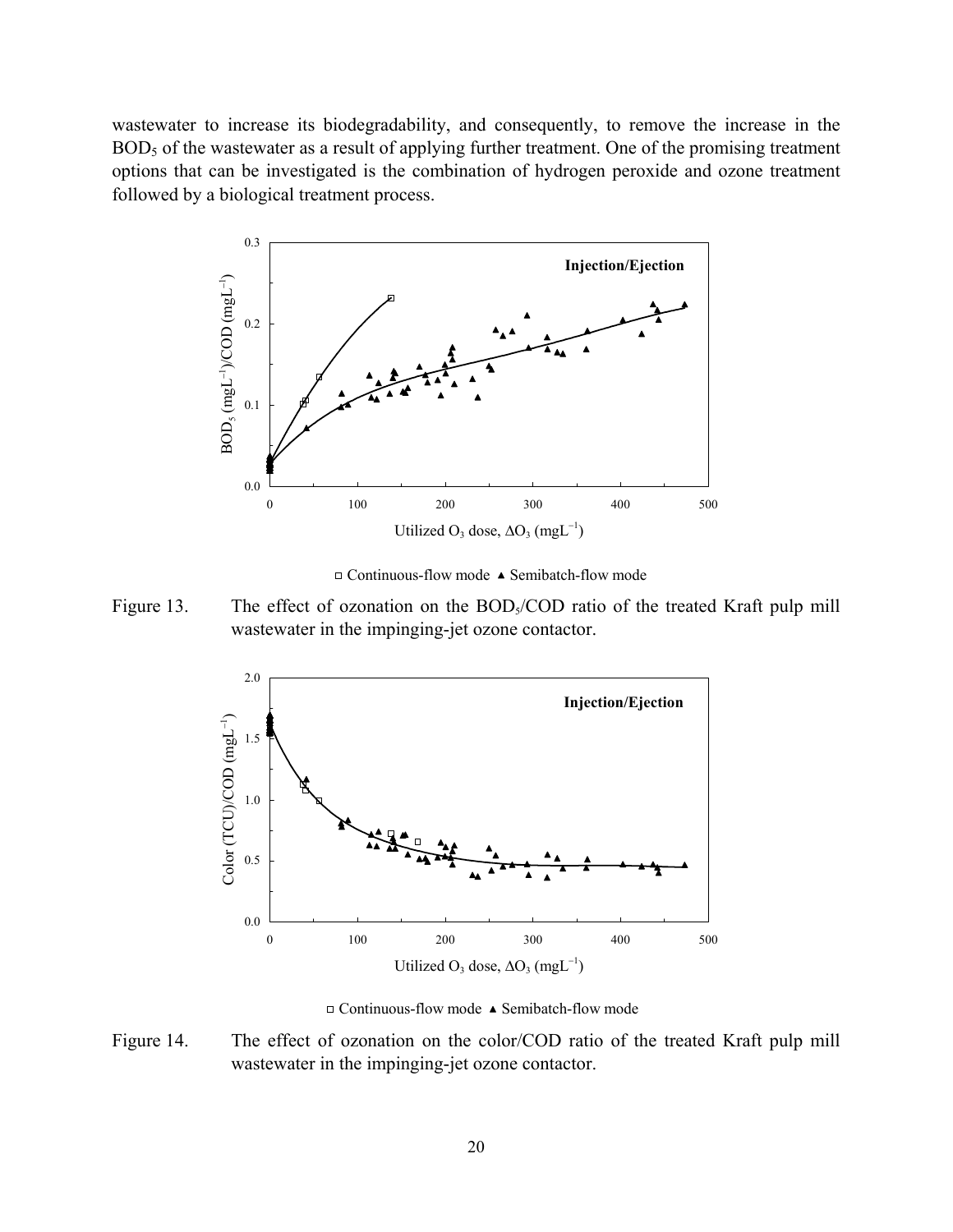wastewater to increase its biodegradability, and consequently, to remove the increase in the $BOD_5$ of the wastewater as a result of applying further treatment. One of the promising treatment options that can be investigated is the combination of hydrogen peroxide and ozone treatment followed by a biological treatment process.

Figure 13. The effect of ozonation on the $BOD_5$/COD ratio of the treated Kraft pulp mill wastewater in the impinging-jet ozone contactor.

Figure 14. The effect of ozonation on the color/COD ratio of the treated Kraft pulp mill wastewater in the impinging-jet ozone contactor.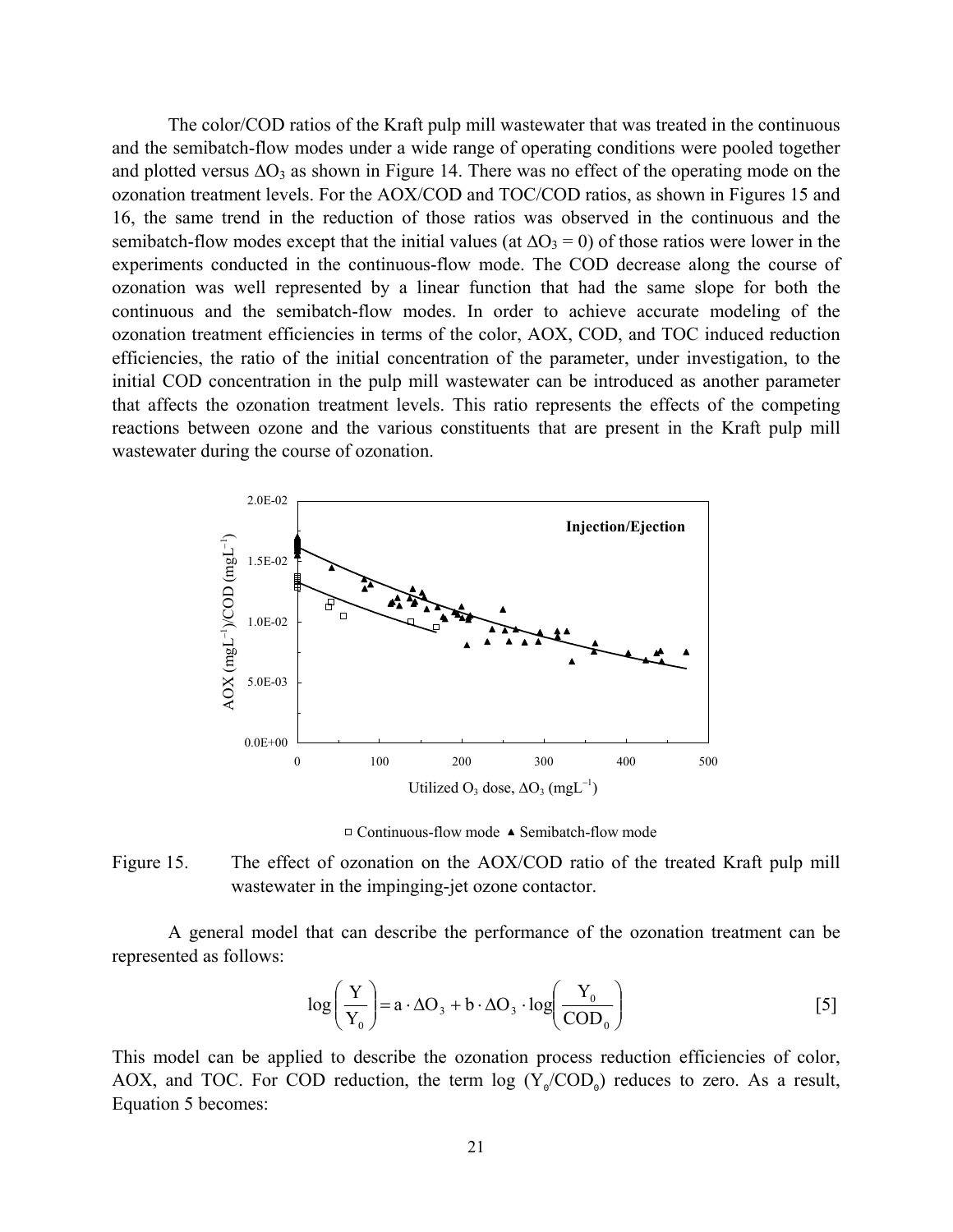The color/COD ratios of the Kraft pulp mill wastewater that was treated in the continuous and the semibatch-flow modes under a wide range of operating conditions were pooled together and plotted versus $\Delta O_3$ as shown in Figure 14. There was no effect of the operating mode on the ozonation treatment levels. For the AOX/COD and TOC/COD ratios, as shown in Figures 15 and 16, the same trend in the reduction of those ratios was observed in the continuous and the semibatch-flow modes except that the initial values (at $\Delta O_3 = 0$) of those ratios were lower in the experiments conducted in the continuous-flow mode. The COD decrease along the course of ozonation was well represented by a linear function that had the same slope for both the continuous and the semibatch-flow modes. In order to achieve accurate modeling of the ozonation treatment efficiencies in terms of the color, AOX, COD, and TOC induced reduction efficiencies, the ratio of the initial concentration of the parameter, under investigation, to the initial COD concentration in the pulp mill wastewater can be introduced as another parameter that affects the ozonation treatment levels. This ratio represents the effects of the competing reactions between ozone and the various constituents that are present in the Kraft pulp mill wastewater during the course of ozonation.

Figure 15. The effect of ozonation on the AOX/COD ratio of the treated Kraft pulp mill wastewater in the impinging-jet ozone contactor.

A general model that can describe the performance of the ozonation treatment can be represented as follows:

$$\log\left(\frac{Y}{Y_0}\right) = a \cdot \Delta O_3 + b \cdot \Delta O_3 \cdot \log\left(\frac{Y_0}{COD_0}\right) \qquad [5]$$

This model can be applied to describe the ozonation process reduction efficiencies of color, AOX, and TOC. For COD reduction, the term $\log(Y_0/COD_0)$ reduces to zero. As a result, Equation 5 becomes: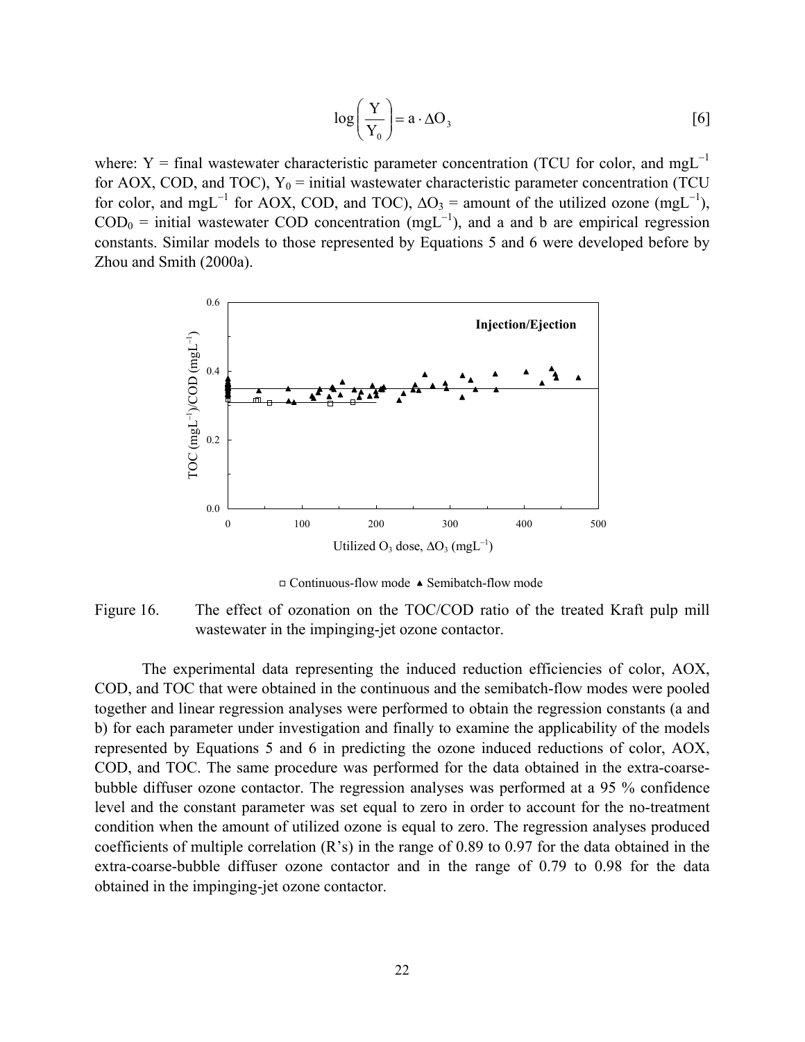$$\log\left(\frac{Y}{Y_0}\right) = a \cdot \Delta O_3 \quad [6]$$

where: Y = final wastewater characteristic parameter concentration (TCU for color, and $mgL^{-1}$ for AOX, COD, and TOC), $Y_0$ = initial wastewater characteristic parameter concentration (TCU for color, and $mgL^{-1}$ for AOX, COD, and TOC), $\Delta O_3$ = amount of the utilized ozone ($mgL^{-1}$), $COD_0$ = initial wastewater COD concentration ($mgL^{-1}$), and a and b are empirical regression constants. Similar models to those represented by Equations 5 and 6 were developed before by Zhou and Smith (2000a).

Figure 16. The effect of ozonation on the TOC/COD ratio of the treated Kraft pulp mill wastewater in the impinging-jet ozone contactor.

The experimental data representing the induced reduction efficiencies of color, AOX, COD, and TOC that were obtained in the continuous and the semibatch-flow modes were pooled together and linear regression analyses were performed to obtain the regression constants (a and b) for each parameter under investigation and finally to examine the applicability of the models represented by Equations 5 and 6 in predicting the ozone induced reductions of color, AOX, COD, and TOC. The same procedure was performed for the data obtained in the extra-coarse-bubble diffuser ozone contactor. The regression analyses was performed at a 95 % confidence level and the constant parameter was set equal to zero in order to account for the no-treatment condition when the amount of utilized ozone is equal to zero. The regression analyses produced coefficients of multiple correlation (R's) in the range of 0.89 to 0.97 for the data obtained in the extra-coarse-bubble diffuser ozone contactor and in the range of 0.79 to 0.98 for the data obtained in the impinging-jet ozone contactor.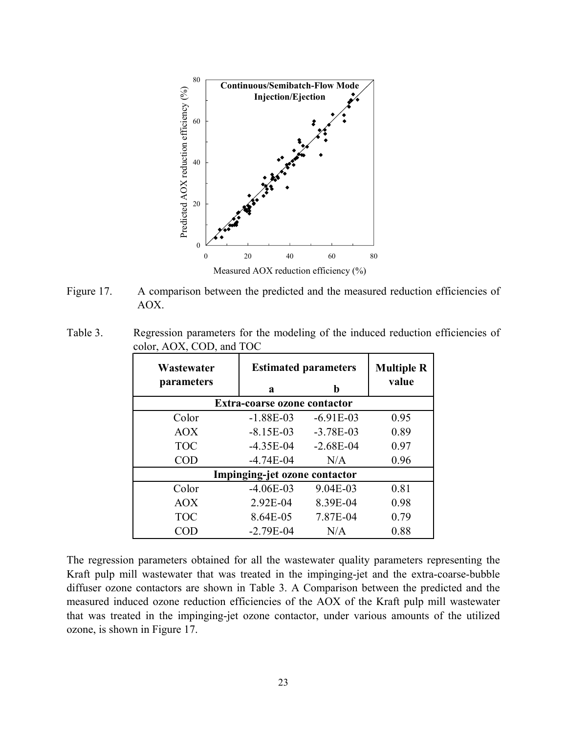Figure 17. A comparison between the predicted and the measured reduction efficiencies of AOX.

Table 3. Regression parameters for the modeling of the induced reduction efficiencies of color, AOX, COD, and TOC

| Wastewater parameters | Estimated parameters | | Multiple R value |
|---|---|---|---|
| | a | b | |
| **Extra-coarse ozone contactor** | | | |
| Color | -1.88E-03 | -6.91E-03 | 0.95 |
| AOX | -8.15E-03 | -3.78E-03 | 0.89 |
| TOC | -4.35E-04 | -2.68E-04 | 0.97 |
| COD | -4.74E-04 | N/A | 0.96 |
| **Impinging-jet ozone contactor** | | | |
| Color | -4.06E-03 | 9.04E-03 | 0.81 |
| AOX | 2.92E-04 | 8.39E-04 | 0.98 |
| TOC | 8.64E-05 | 7.87E-04 | 0.79 |
| COD | -2.79E-04 | N/A | 0.88 |

The regression parameters obtained for all the wastewater quality parameters representing the Kraft pulp mill wastewater that was treated in the impinging-jet and the extra-coarse-bubble diffuser ozone contactors are shown in Table 3. A Comparison between the predicted and the measured induced ozone reduction efficiencies of the AOX of the Kraft pulp mill wastewater that was treated in the impinging-jet ozone contactor, under various amounts of the utilized ozone, is shown in Figure 17.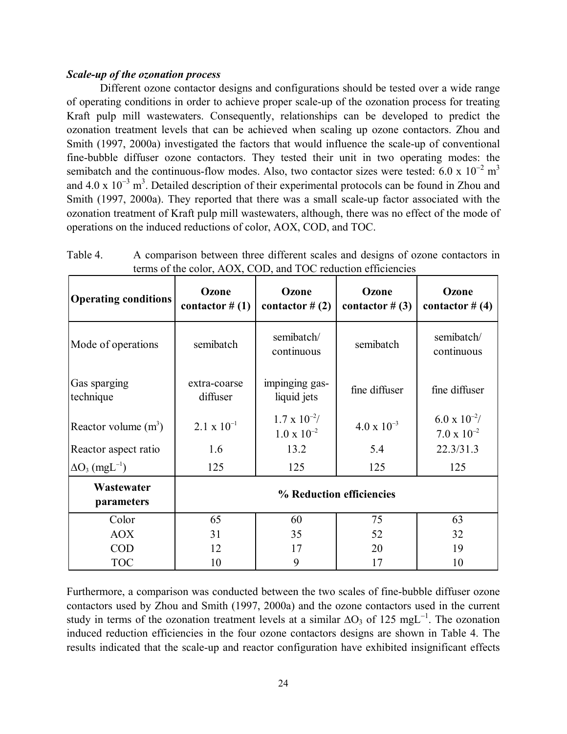### *Scale-up of the ozonation process*

Different ozone contactor designs and configurations should be tested over a wide range of operating conditions in order to achieve proper scale-up of the ozonation process for treating Kraft pulp mill wastewaters. Consequently, relationships can be developed to predict the ozonation treatment levels that can be achieved when scaling up ozone contactors. Zhou and Smith (1997, 2000a) investigated the factors that would influence the scale-up of conventional fine-bubble diffuser ozone contactors. They tested their unit in two operating modes: the semibatch and the continuous-flow modes. Also, two contactor sizes were tested: $6.0 \times 10^{-2}$ $m^3$ and $4.0 \times 10^{-3}$ $m^3$. Detailed description of their experimental protocols can be found in Zhou and Smith (1997, 2000a). They reported that there was a small scale-up factor associated with the ozonation treatment of Kraft pulp mill wastewaters, although, there was no effect of the mode of operations on the induced reductions of color, AOX, COD, and TOC.

Table 4. A comparison between three different scales and designs of ozone contactors in terms of the color, AOX, COD, and TOC reduction efficiencies

| **Operating conditions** | **Ozone contactor # (1)** | **Ozone contactor # (2)** | **Ozone contactor # (3)** | **Ozone contactor # (4)** |
|---|---|---|---|---|
| Mode of operations | semibatch | semibatch/ continuous | semibatch | semibatch/ continuous |
| Gas sparging technique | extra-coarse diffuser | impinging gas-liquid jets | fine diffuser | fine diffuser |
| Reactor volume ($m^3$) | $2.1 \times 10^{-1}$ | $1.7 \times 10^{-2}$/ $1.0 \times 10^{-2}$ | $4.0 \times 10^{-3}$ | $6.0 \times 10^{-2}$/ $7.0 \times 10^{-2}$ |
| Reactor aspect ratio | 1.6 | 13.2 | 5.4 | 22.3/31.3 |
| $\Delta O_3$ ($mgL^{-1}$) | 125 | 125 | 125 | 125 |
| **Wastewater parameters** | **% Reduction efficiencies** | | | |
| Color | 65 | 60 | 75 | 63 |
| AOX | 31 | 35 | 52 | 32 |
| COD | 12 | 17 | 20 | 19 |
| TOC | 10 | 9 | 17 | 10 |

Furthermore, a comparison was conducted between the two scales of fine-bubble diffuser ozone contactors used by Zhou and Smith (1997, 2000a) and the ozone contactors used in the current study in terms of the ozonation treatment levels at a similar $\Delta O_3$ of 125 $mgL^{-1}$. The ozonation induced reduction efficiencies in the four ozone contactors designs are shown in Table 4. The results indicated that the scale-up and reactor configuration have exhibited insignificant effects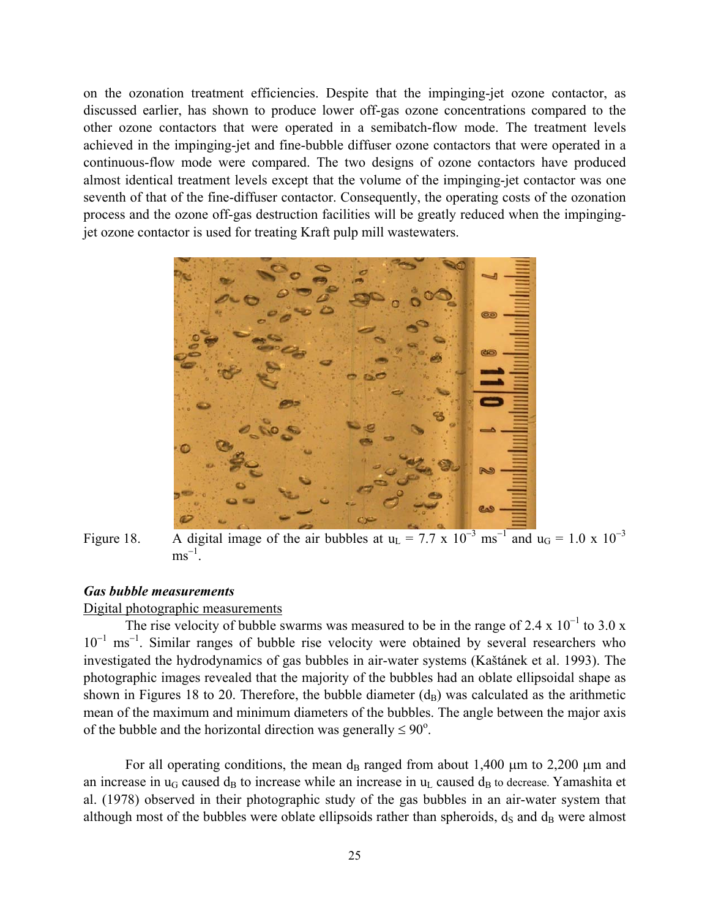on the ozonation treatment efficiencies. Despite that the impinging-jet ozone contactor, as discussed earlier, has shown to produce lower off-gas ozone concentrations compared to the other ozone contactors that were operated in a semibatch-flow mode. The treatment levels achieved in the impinging-jet and fine-bubble diffuser ozone contactors that were operated in a continuous-flow mode were compared. The two designs of ozone contactors have produced almost identical treatment levels except that the volume of the impinging-jet contactor was one seventh of that of the fine-diffuser contactor. Consequently, the operating costs of the ozonation process and the ozone off-gas destruction facilities will be greatly reduced when the impinging-jet ozone contactor is used for treating Kraft pulp mill wastewaters.

Figure 18. A digital image of the air bubbles at $u_L = 7.7 \times 10^{-3}$ $ms^{-1}$ and $u_G = 1.0 \times 10^{-3}$ $ms^{-1}$.

***Gas bubble measurements***

Digital photographic measurements

The rise velocity of bubble swarms was measured to be in the range of $2.4 \times 10^{-1}$ to $3.0 \times 10^{-1}$ $ms^{-1}$. Similar ranges of bubble rise velocity were obtained by several researchers who investigated the hydrodynamics of gas bubbles in air-water systems (Kaštánek et al. 1993). The photographic images revealed that the majority of the bubbles had an oblate ellipsoidal shape as shown in Figures 18 to 20. Therefore, the bubble diameter ($d_B$) was calculated as the arithmetic mean of the maximum and minimum diameters of the bubbles. The angle between the major axis of the bubble and the horizontal direction was generally $\leq 90^{o}$.

For all operating conditions, the mean $d_B$ ranged from about 1,400 μm to 2,200 μm and an increase in $u_G$ caused $d_B$ to increase while an increase in $u_L$ caused $d_B$ to decrease. Yamashita et al. (1978) observed in their photographic study of the gas bubbles in an air-water system that although most of the bubbles were oblate ellipsoids rather than spheroids, $d_S$ and $d_B$ were almost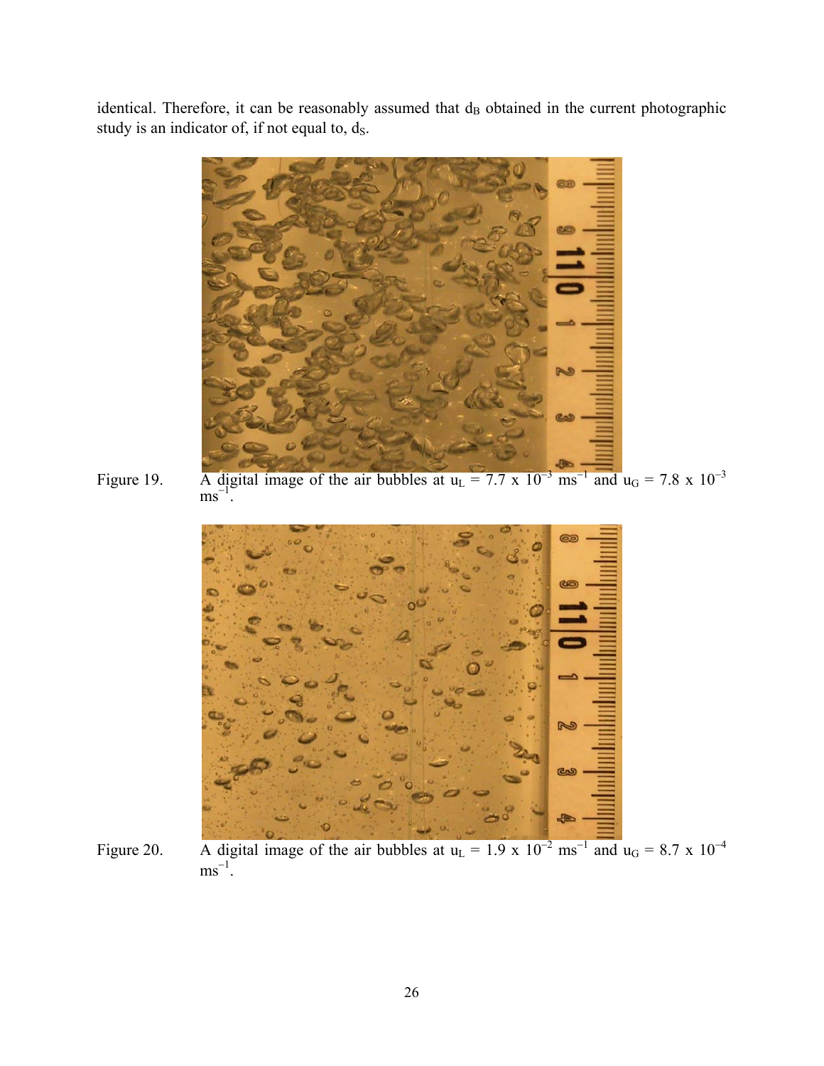identical. Therefore, it can be reasonably assumed that $d_B$ obtained in the current photographic study is an indicator of, if not equal to, $d_S$.

Figure 19. A digital image of the air bubbles at $u_L = 7.7 \times 10^{-3}$ $ms^{-1}$ and $u_G = 7.8 \times 10^{-3}$ $ms^{-1}$.

Figure 20. A digital image of the air bubbles at $u_L = 1.9 \times 10^{-2}$ $ms^{-1}$ and $u_G = 8.7 \times 10^{-4}$ $ms^{-1}$.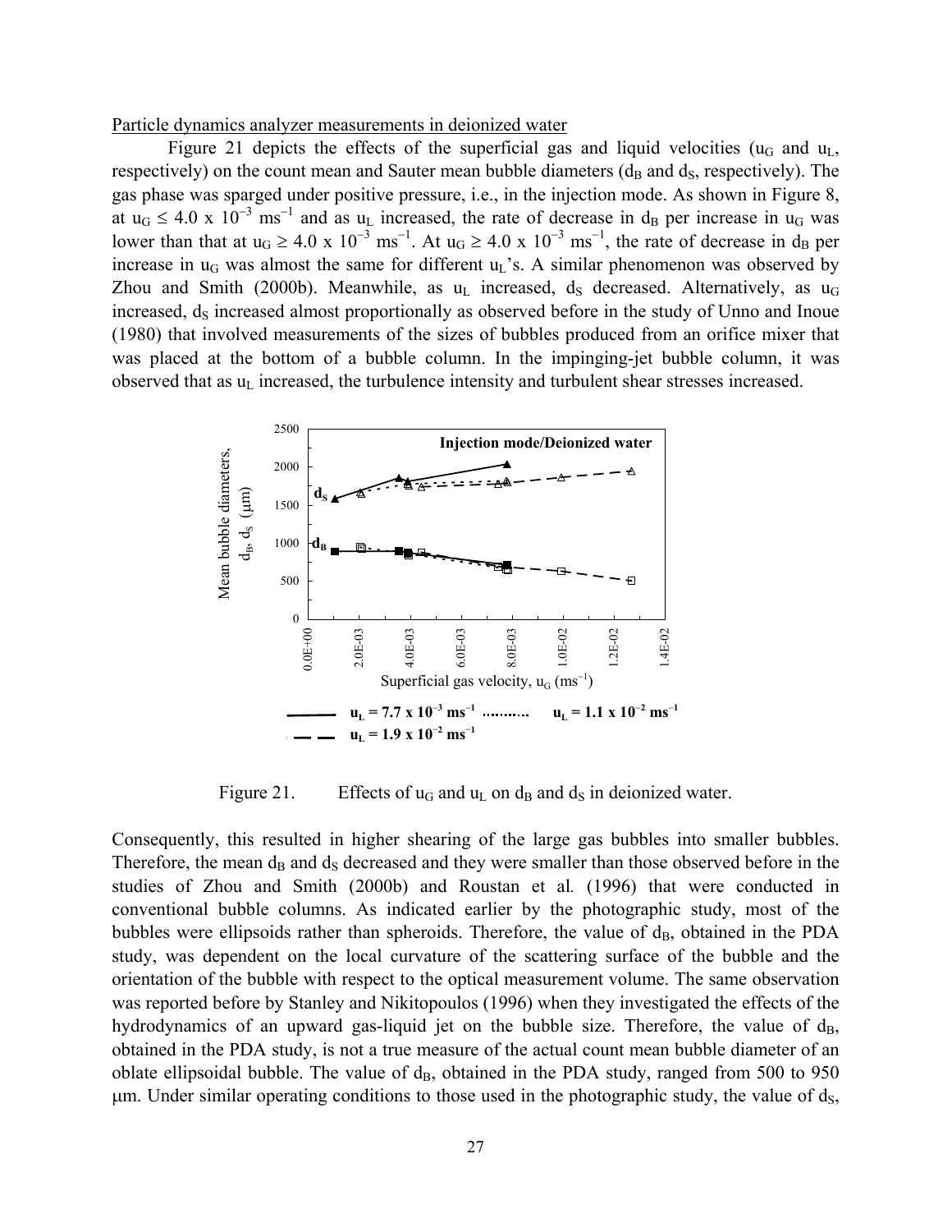Particle dynamics analyzer measurements in deionized water

Figure 21 depicts the effects of the superficial gas and liquid velocities ($u_G$ and $u_L$, respectively) on the count mean and Sauter mean bubble diameters ($d_B$ and $d_S$, respectively). The gas phase was sparged under positive pressure, i.e., in the injection mode. As shown in Figure 8, at $u_G \leq 4.0 \times 10^{-3}$ ms$^{-1}$ and as $u_L$ increased, the rate of decrease in $d_B$ per increase in $u_G$ was lower than that at $u_G \geq 4.0 \times 10^{-3}$ ms$^{-1}$. At $u_G \geq 4.0 \times 10^{-3}$ ms$^{-1}$, the rate of decrease in $d_B$ per increase in $u_G$ was almost the same for different $u_L$'s. A similar phenomenon was observed by Zhou and Smith (2000b). Meanwhile, as $u_L$ increased, $d_S$ decreased. Alternatively, as $u_G$ increased, $d_S$ increased almost proportionally as observed before in the study of Unno and Inoue (1980) that involved measurements of the sizes of bubbles produced from an orifice mixer that was placed at the bottom of a bubble column. In the impinging-jet bubble column, it was observed that as $u_L$ increased, the turbulence intensity and turbulent shear stresses increased.

Figure 21. Effects of $u_G$ and $u_L$ on $d_B$ and $d_S$ in deionized water.

Consequently, this resulted in higher shearing of the large gas bubbles into smaller bubbles. Therefore, the mean $d_B$ and $d_S$ decreased and they were smaller than those observed before in the studies of Zhou and Smith (2000b) and Roustan et al*.* (1996) that were conducted in conventional bubble columns. As indicated earlier by the photographic study, most of the bubbles were ellipsoids rather than spheroids. Therefore, the value of $d_B$, obtained in the PDA study, was dependent on the local curvature of the scattering surface of the bubble and the orientation of the bubble with respect to the optical measurement volume. The same observation was reported before by Stanley and Nikitopoulos (1996) when they investigated the effects of the hydrodynamics of an upward gas-liquid jet on the bubble size. Therefore, the value of $d_B$, obtained in the PDA study, is not a true measure of the actual count mean bubble diameter of an oblate ellipsoidal bubble. The value of $d_B$, obtained in the PDA study, ranged from 500 to 950 μm. Under similar operating conditions to those used in the photographic study, the value of $d_S$,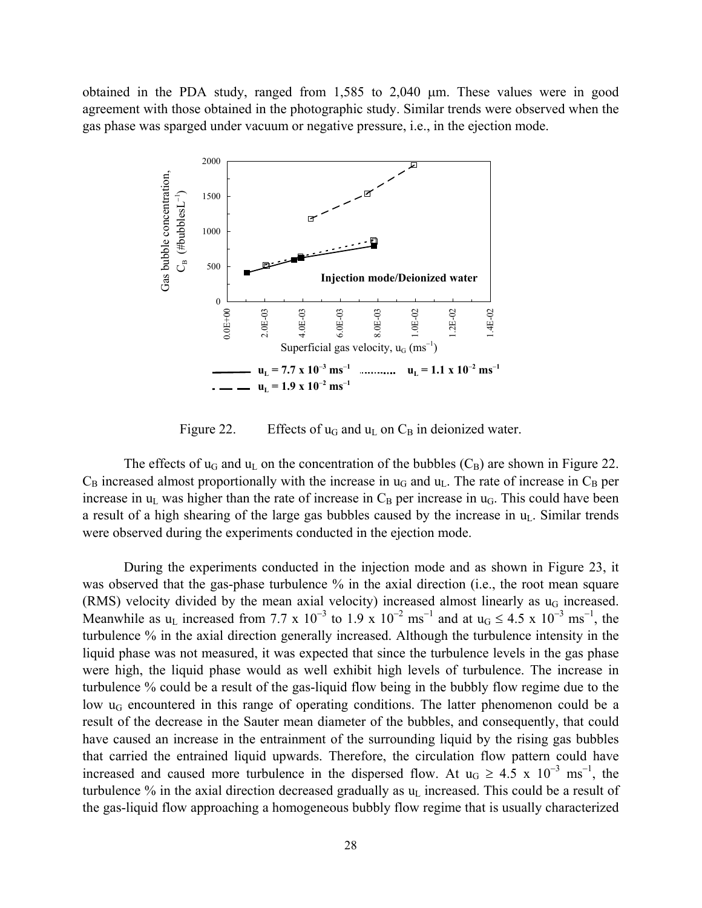obtained in the PDA study, ranged from 1,585 to 2,040 μm. These values were in good agreement with those obtained in the photographic study. Similar trends were observed when the gas phase was sparged under vacuum or negative pressure, i.e., in the ejection mode.

Figure 22. Effects of $u_G$ and $u_L$ on $C_B$ in deionized water.

The effects of $u_G$ and $u_L$ on the concentration of the bubbles ($C_B$) are shown in Figure 22. $C_B$ increased almost proportionally with the increase in $u_G$ and $u_L$. The rate of increase in $C_B$ per increase in $u_L$ was higher than the rate of increase in $C_B$ per increase in $u_G$. This could have been a result of a high shearing of the large gas bubbles caused by the increase in $u_L$. Similar trends were observed during the experiments conducted in the ejection mode.

During the experiments conducted in the injection mode and as shown in Figure 23, it was observed that the gas-phase turbulence % in the axial direction (i.e., the root mean square (RMS) velocity divided by the mean axial velocity) increased almost linearly as $u_G$ increased. Meanwhile as $u_L$ increased from $7.7 \times 10^{-3}$ to $1.9 \times 10^{-2}$ $ms^{-1}$ and at $u_G \leq 4.5 \times 10^{-3}$ $ms^{-1}$, the turbulence % in the axial direction generally increased. Although the turbulence intensity in the liquid phase was not measured, it was expected that since the turbulence levels in the gas phase were high, the liquid phase would as well exhibit high levels of turbulence. The increase in turbulence % could be a result of the gas-liquid flow being in the bubbly flow regime due to the low $u_G$ encountered in this range of operating conditions. The latter phenomenon could be a result of the decrease in the Sauter mean diameter of the bubbles, and consequently, that could have caused an increase in the entrainment of the surrounding liquid by the rising gas bubbles that carried the entrained liquid upwards. Therefore, the circulation flow pattern could have increased and caused more turbulence in the dispersed flow. At $u_G \geq 4.5 \times 10^{-3}$ $ms^{-1}$, the turbulence % in the axial direction decreased gradually as $u_L$ increased. This could be a result of the gas-liquid flow approaching a homogeneous bubbly flow regime that is usually characterized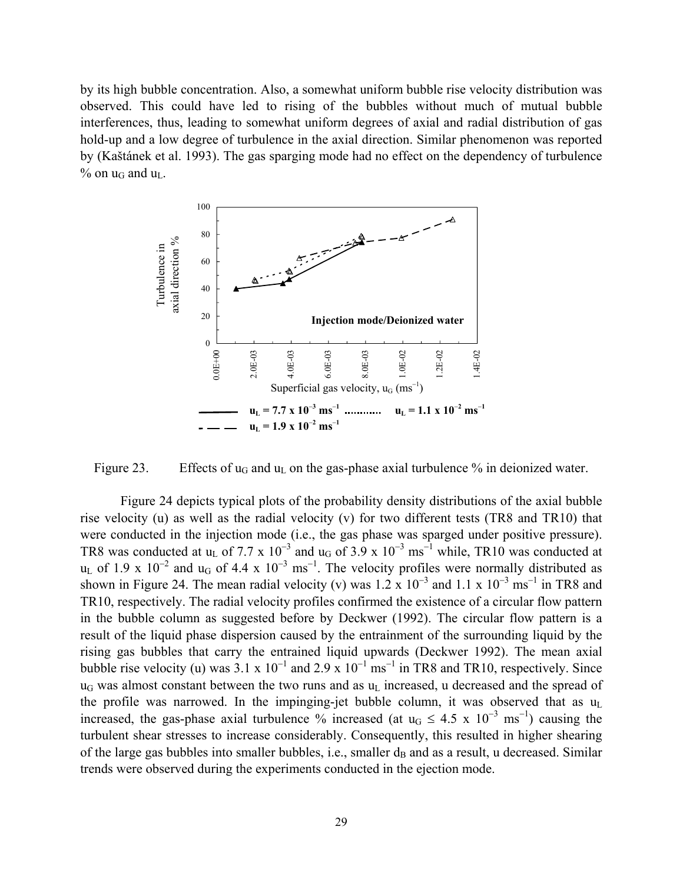by its high bubble concentration. Also, a somewhat uniform bubble rise velocity distribution was observed. This could have led to rising of the bubbles without much of mutual bubble interferences, thus, leading to somewhat uniform degrees of axial and radial distribution of gas hold-up and a low degree of turbulence in the axial direction. Similar phenomenon was reported by (Kaštánek et al. 1993). The gas sparging mode had no effect on the dependency of turbulence % on $u_G$ and $u_L$.

Figure 23. Effects of $u_G$ and $u_L$ on the gas-phase axial turbulence % in deionized water.

Figure 24 depicts typical plots of the probability density distributions of the axial bubble rise velocity (u) as well as the radial velocity (v) for two different tests (TR8 and TR10) that were conducted in the injection mode (i.e., the gas phase was sparged under positive pressure). TR8 was conducted at $u_L$ of 7.7 x $10^{-3}$ and $u_G$ of 3.9 x $10^{-3}$ $ms^{-1}$ while, TR10 was conducted at $u_L$ of 1.9 x $10^{-2}$ and $u_G$ of 4.4 x $10^{-3}$ $ms^{-1}$. The velocity profiles were normally distributed as shown in Figure 24. The mean radial velocity (v) was 1.2 x $10^{-3}$ and 1.1 x $10^{-3}$ $ms^{-1}$ in TR8 and TR10, respectively. The radial velocity profiles confirmed the existence of a circular flow pattern in the bubble column as suggested before by Deckwer (1992). The circular flow pattern is a result of the liquid phase dispersion caused by the entrainment of the surrounding liquid by the rising gas bubbles that carry the entrained liquid upwards (Deckwer 1992). The mean axial bubble rise velocity (u) was 3.1 x $10^{-1}$ and 2.9 x $10^{-1}$ $ms^{-1}$ in TR8 and TR10, respectively. Since $u_G$ was almost constant between the two runs and as $u_L$ increased, u decreased and the spread of the profile was narrowed. In the impinging-jet bubble column, it was observed that as $u_L$ increased, the gas-phase axial turbulence % increased (at $u_G \leq 4.5$ x $10^{-3}$ $ms^{-1}$) causing the turbulent shear stresses to increase considerably. Consequently, this resulted in higher shearing of the large gas bubbles into smaller bubbles, i.e., smaller $d_B$ and as a result, u decreased. Similar trends were observed during the experiments conducted in the ejection mode.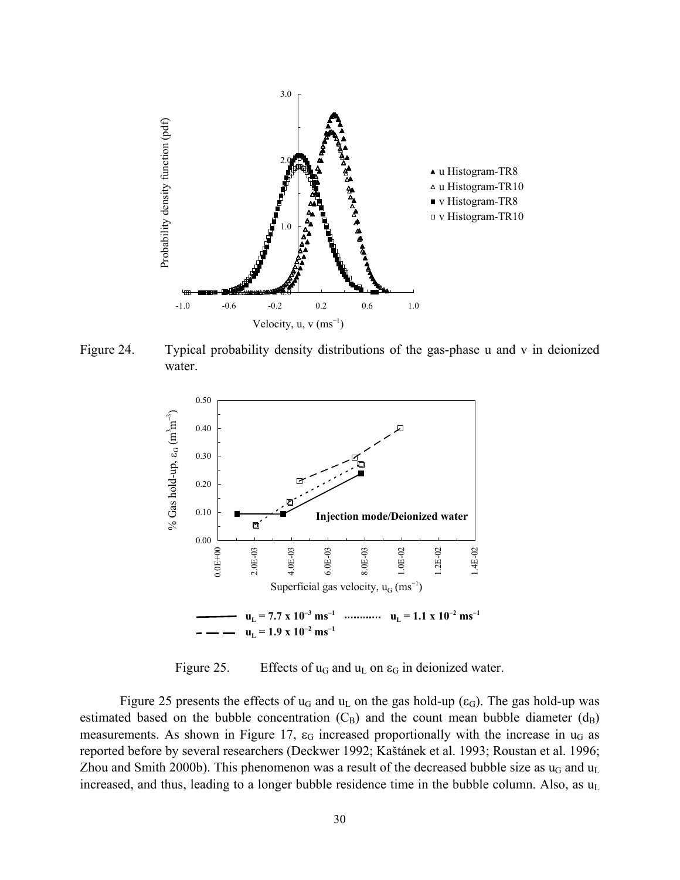Figure 24. Typical probability density distributions of the gas-phase u and v in deionized water.

Figure 25. Effects of $u_G$ and $u_L$ on $\varepsilon_G$ in deionized water.

Figure 25 presents the effects of $u_G$ and $u_L$ on the gas hold-up ($\varepsilon_G$). The gas hold-up was estimated based on the bubble concentration ($C_B$) and the count mean bubble diameter ($d_B$) measurements. As shown in Figure 17, $\varepsilon_G$ increased proportionally with the increase in $u_G$ as reported before by several researchers (Deckwer 1992; Kaštánek et al. 1993; Roustan et al. 1996; Zhou and Smith 2000b). This phenomenon was a result of the decreased bubble size as $u_G$ and $u_L$ increased, and thus, leading to a longer bubble residence time in the bubble column. Also, as $u_L$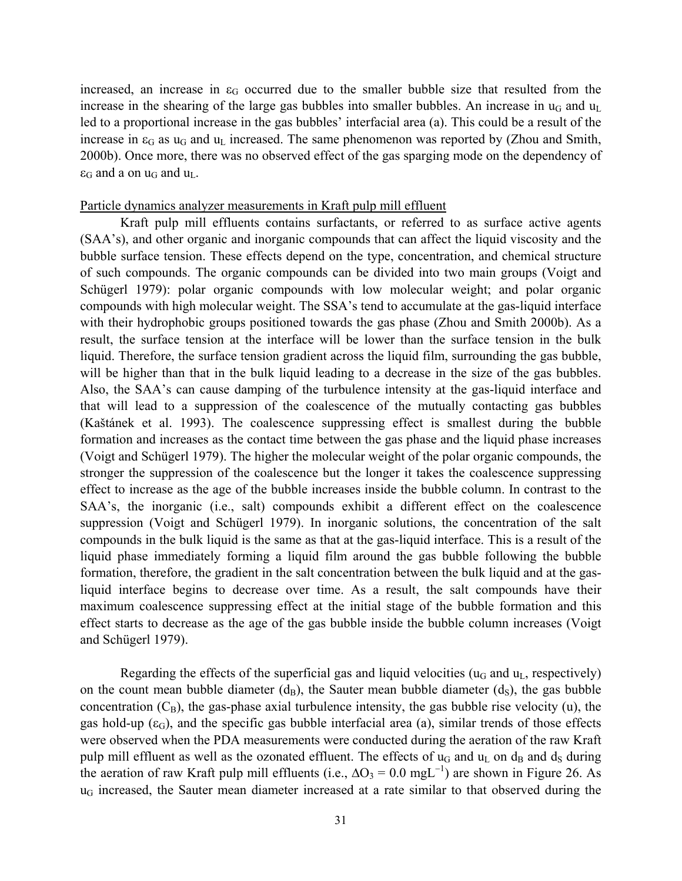increased, an increase in $\varepsilon_G$ occurred due to the smaller bubble size that resulted from the increase in the shearing of the large gas bubbles into smaller bubbles. An increase in $u_G$ and $u_L$ led to a proportional increase in the gas bubbles' interfacial area (a). This could be a result of the increase in $\varepsilon_G$ as $u_G$ and $u_L$ increased. The same phenomenon was reported by (Zhou and Smith, 2000b). Once more, there was no observed effect of the gas sparging mode on the dependency of $\varepsilon_G$ and a on $u_G$ and $u_L$.

Particle dynamics analyzer measurements in Kraft pulp mill effluent

Kraft pulp mill effluents contains surfactants, or referred to as surface active agents (SAA's), and other organic and inorganic compounds that can affect the liquid viscosity and the bubble surface tension. These effects depend on the type, concentration, and chemical structure of such compounds. The organic compounds can be divided into two main groups (Voigt and Schügerl 1979): polar organic compounds with low molecular weight; and polar organic compounds with high molecular weight. The SSA's tend to accumulate at the gas-liquid interface with their hydrophobic groups positioned towards the gas phase (Zhou and Smith 2000b). As a result, the surface tension at the interface will be lower than the surface tension in the bulk liquid. Therefore, the surface tension gradient across the liquid film, surrounding the gas bubble, will be higher than that in the bulk liquid leading to a decrease in the size of the gas bubbles. Also, the SAA's can cause damping of the turbulence intensity at the gas-liquid interface and that will lead to a suppression of the coalescence of the mutually contacting gas bubbles (Kaštánek et al. 1993). The coalescence suppressing effect is smallest during the bubble formation and increases as the contact time between the gas phase and the liquid phase increases (Voigt and Schügerl 1979). The higher the molecular weight of the polar organic compounds, the stronger the suppression of the coalescence but the longer it takes the coalescence suppressing effect to increase as the age of the bubble increases inside the bubble column. In contrast to the SAA's, the inorganic (i.e., salt) compounds exhibit a different effect on the coalescence suppression (Voigt and Schügerl 1979). In inorganic solutions, the concentration of the salt compounds in the bulk liquid is the same as that at the gas-liquid interface. This is a result of the liquid phase immediately forming a liquid film around the gas bubble following the bubble formation, therefore, the gradient in the salt concentration between the bulk liquid and at the gas-liquid interface begins to decrease over time. As a result, the salt compounds have their maximum coalescence suppressing effect at the initial stage of the bubble formation and this effect starts to decrease as the age of the gas bubble inside the bubble column increases (Voigt and Schügerl 1979).

Regarding the effects of the superficial gas and liquid velocities ($u_G$ and $u_L$, respectively) on the count mean bubble diameter ($d_B$), the Sauter mean bubble diameter ($d_S$), the gas bubble concentration ($C_B$), the gas-phase axial turbulence intensity, the gas bubble rise velocity (u), the gas hold-up ($\varepsilon_G$), and the specific gas bubble interfacial area (a), similar trends of those effects were observed when the PDA measurements were conducted during the aeration of the raw Kraft pulp mill effluent as well as the ozonated effluent. The effects of $u_G$ and $u_L$ on $d_B$ and $d_S$ during the aeration of raw Kraft pulp mill effluents (i.e., $\Delta O_3 = 0.0$ $mgL^{-1}$) are shown in Figure 26. As $u_G$ increased, the Sauter mean diameter increased at a rate similar to that observed during the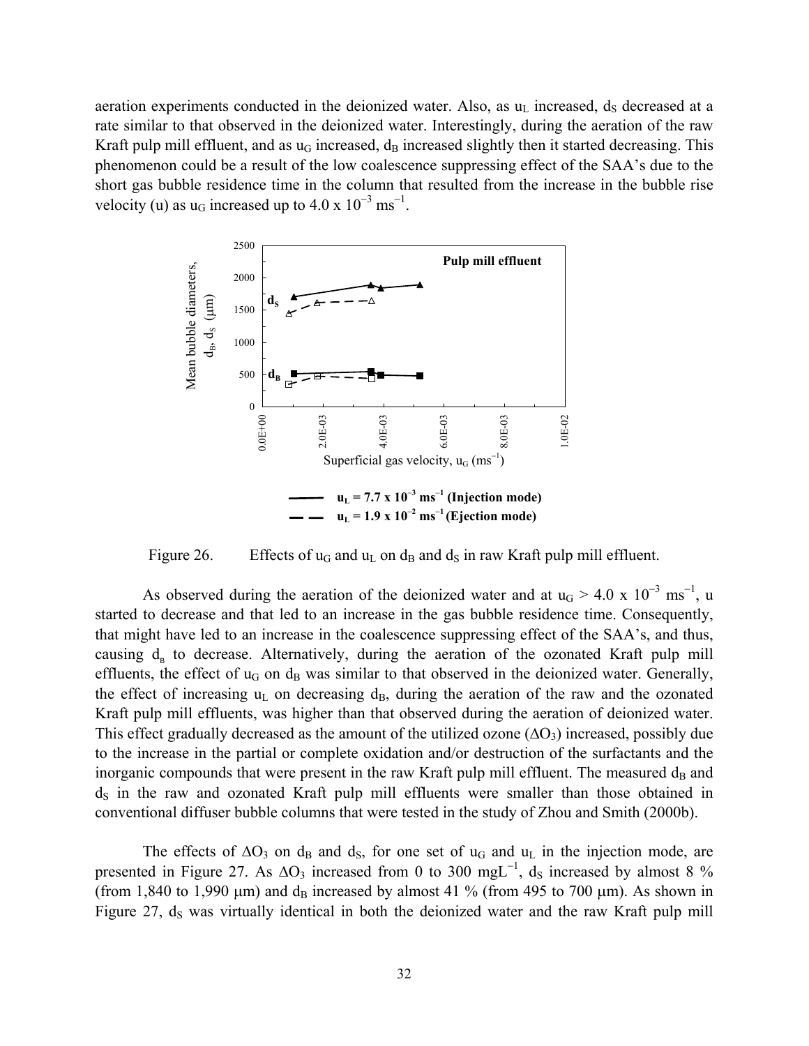aeration experiments conducted in the deionized water. Also, as $u_L$ increased, $d_S$ decreased at a rate similar to that observed in the deionized water. Interestingly, during the aeration of the raw Kraft pulp mill effluent, and as $u_G$ increased, $d_B$ increased slightly then it started decreasing. This phenomenon could be a result of the low coalescence suppressing effect of the SAA's due to the short gas bubble residence time in the column that resulted from the increase in the bubble rise velocity (u) as $u_G$ increased up to 4.0 x $10^{-3}$ $ms^{-1}$.

Figure 26. Effects of $u_G$ and $u_L$ on $d_B$ and $d_S$ in raw Kraft pulp mill effluent.

As observed during the aeration of the deionized water and at $u_G$ > 4.0 x $10^{-3}$ $ms^{-1}$, u started to decrease and that led to an increase in the gas bubble residence time. Consequently, that might have led to an increase in the coalescence suppressing effect of the SAA's, and thus, causing $d_B$ to decrease. Alternatively, during the aeration of the ozonated Kraft pulp mill effluents, the effect of $u_G$ on $d_B$ was similar to that observed in the deionized water. Generally, the effect of increasing $u_L$ on decreasing $d_B$, during the aeration of the raw and the ozonated Kraft pulp mill effluents, was higher than that observed during the aeration of deionized water. This effect gradually decreased as the amount of the utilized ozone ($\Delta O_3$) increased, possibly due to the increase in the partial or complete oxidation and/or destruction of the surfactants and the inorganic compounds that were present in the raw Kraft pulp mill effluent. The measured $d_B$ and $d_S$ in the raw and ozonated Kraft pulp mill effluents were smaller than those obtained in conventional diffuser bubble columns that were tested in the study of Zhou and Smith (2000b).

The effects of $\Delta O_3$ on $d_B$ and $d_S$, for one set of $u_G$ and $u_L$ in the injection mode, are presented in Figure 27. As $\Delta O_3$ increased from 0 to 300 $mgL^{-1}$, $d_S$ increased by almost 8 % (from 1,840 to 1,990 μm) and $d_B$ increased by almost 41 % (from 495 to 700 μm). As shown in Figure 27, $d_S$ was virtually identical in both the deionized water and the raw Kraft pulp mill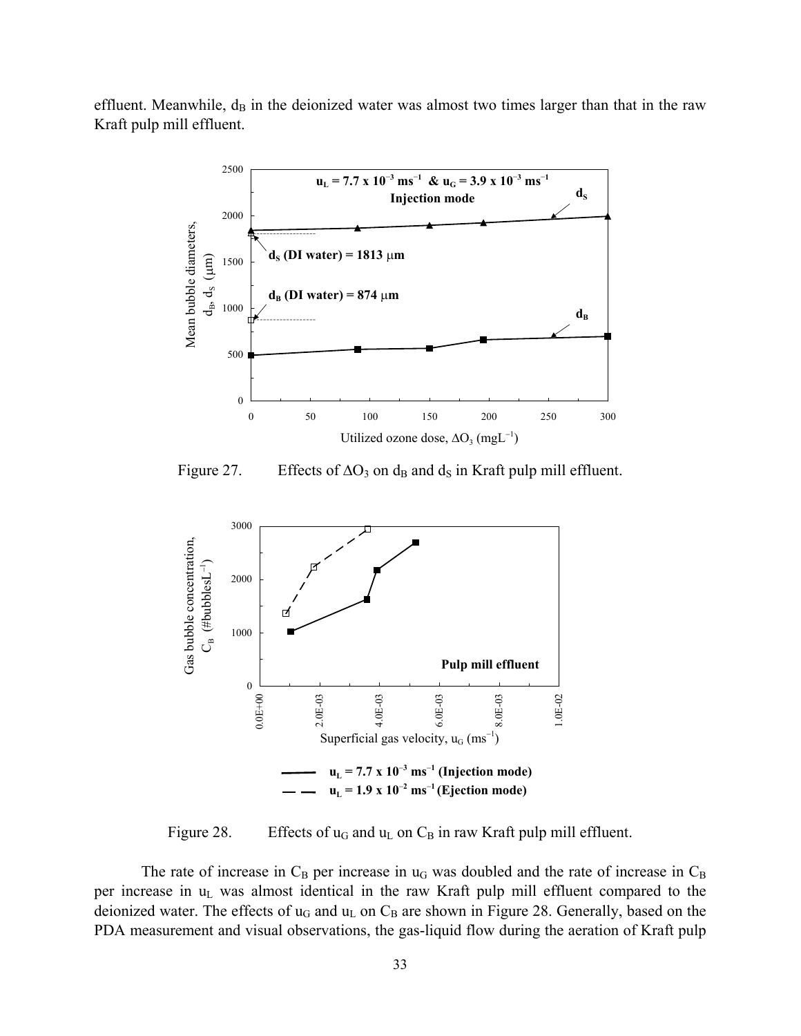effluent. Meanwhile, $d_B$ in the deionized water was almost two times larger than that in the raw Kraft pulp mill effluent.

Figure 27. Effects of $\Delta O_3$ on $d_B$ and $d_S$ in Kraft pulp mill effluent.

Figure 28. Effects of $u_G$ and $u_L$ on $C_B$ in raw Kraft pulp mill effluent.

The rate of increase in $C_B$ per increase in $u_G$ was doubled and the rate of increase in $C_B$ per increase in $u_L$ was almost identical in the raw Kraft pulp mill effluent compared to the deionized water. The effects of $u_G$ and $u_L$ on $C_B$ are shown in Figure 28. Generally, based on the PDA measurement and visual observations, the gas-liquid flow during the aeration of Kraft pulp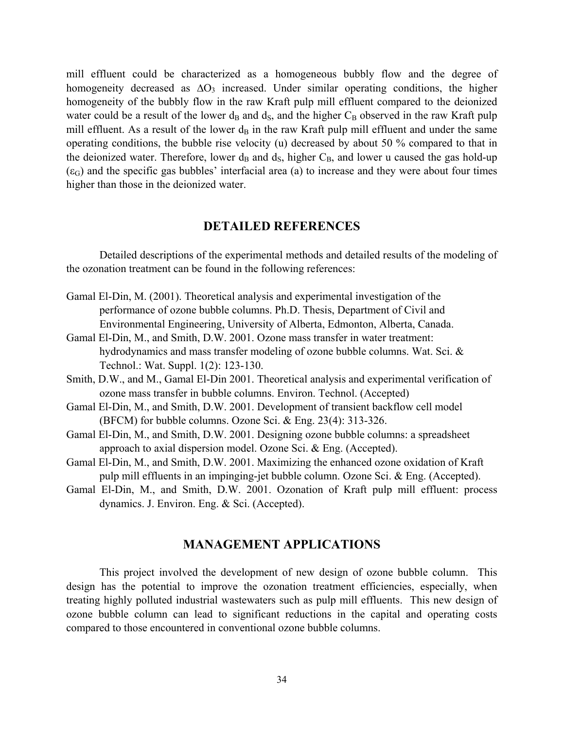mill effluent could be characterized as a homogeneous bubbly flow and the degree of homogeneity decreased as $\Delta O_3$ increased. Under similar operating conditions, the higher homogeneity of the bubbly flow in the raw Kraft pulp mill effluent compared to the deionized water could be a result of the lower $d_B$ and $d_S$, and the higher $C_B$ observed in the raw Kraft pulp mill effluent. As a result of the lower $d_B$ in the raw Kraft pulp mill effluent and under the same operating conditions, the bubble rise velocity (u) decreased by about 50 % compared to that in the deionized water. Therefore, lower $d_B$ and $d_S$, higher $C_B$, and lower u caused the gas hold-up ($\varepsilon_G$) and the specific gas bubbles' interfacial area (a) to increase and they were about four times higher than those in the deionized water.

## DETAILED REFERENCES

Detailed descriptions of the experimental methods and detailed results of the modeling of the ozonation treatment can be found in the following references:

Gamal El-Din, M. (2001). Theoretical analysis and experimental investigation of the performance of ozone bubble columns. Ph.D. Thesis, Department of Civil and Environmental Engineering, University of Alberta, Edmonton, Alberta, Canada.

Gamal El-Din, M., and Smith, D.W. 2001. Ozone mass transfer in water treatment: hydrodynamics and mass transfer modeling of ozone bubble columns. Wat. Sci. & Technol.: Wat. Suppl. 1(2): 123-130.

Smith, D.W., and M., Gamal El-Din 2001. Theoretical analysis and experimental verification of ozone mass transfer in bubble columns. Environ. Technol. (Accepted)

Gamal El-Din, M., and Smith, D.W. 2001. Development of transient backflow cell model (BFCM) for bubble columns. Ozone Sci. & Eng. 23(4): 313-326.

Gamal El-Din, M., and Smith, D.W. 2001. Designing ozone bubble columns: a spreadsheet approach to axial dispersion model. Ozone Sci. & Eng. (Accepted).

Gamal El-Din, M., and Smith, D.W. 2001. Maximizing the enhanced ozone oxidation of Kraft pulp mill effluents in an impinging-jet bubble column. Ozone Sci. & Eng. (Accepted).

Gamal El-Din, M., and Smith, D.W. 2001. Ozonation of Kraft pulp mill effluent: process dynamics. J. Environ. Eng. & Sci. (Accepted).

## MANAGEMENT APPLICATIONS

This project involved the development of new design of ozone bubble column. This design has the potential to improve the ozonation treatment efficiencies, especially, when treating highly polluted industrial wastewaters such as pulp mill effluents. This new design of ozone bubble column can lead to significant reductions in the capital and operating costs compared to those encountered in conventional ozone bubble columns.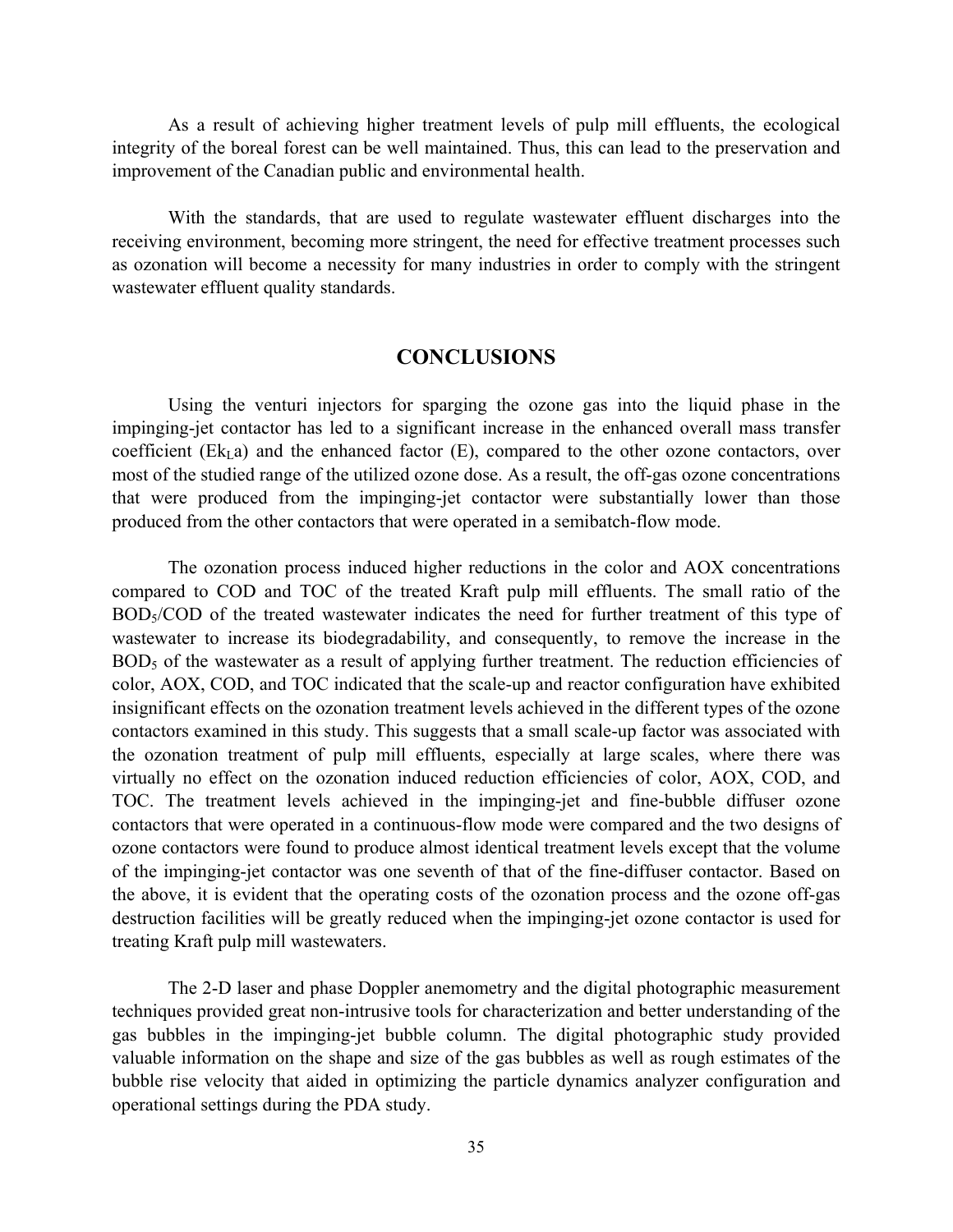As a result of achieving higher treatment levels of pulp mill effluents, the ecological integrity of the boreal forest can be well maintained. Thus, this can lead to the preservation and improvement of the Canadian public and environmental health.

With the standards, that are used to regulate wastewater effluent discharges into the receiving environment, becoming more stringent, the need for effective treatment processes such as ozonation will become a necessity for many industries in order to comply with the stringent wastewater effluent quality standards.

## CONCLUSIONS

Using the venturi injectors for sparging the ozone gas into the liquid phase in the impinging-jet contactor has led to a significant increase in the enhanced overall mass transfer coefficient ($Ek_La$) and the enhanced factor (E), compared to the other ozone contactors, over most of the studied range of the utilized ozone dose. As a result, the off-gas ozone concentrations that were produced from the impinging-jet contactor were substantially lower than those produced from the other contactors that were operated in a semibatch-flow mode.

The ozonation process induced higher reductions in the color and AOX concentrations compared to COD and TOC of the treated Kraft pulp mill effluents. The small ratio of the $BOD_5$/COD of the treated wastewater indicates the need for further treatment of this type of wastewater to increase its biodegradability, and consequently, to remove the increase in the $BOD_5$ of the wastewater as a result of applying further treatment. The reduction efficiencies of color, AOX, COD, and TOC indicated that the scale-up and reactor configuration have exhibited insignificant effects on the ozonation treatment levels achieved in the different types of the ozone contactors examined in this study. This suggests that a small scale-up factor was associated with the ozonation treatment of pulp mill effluents, especially at large scales, where there was virtually no effect on the ozonation induced reduction efficiencies of color, AOX, COD, and TOC. The treatment levels achieved in the impinging-jet and fine-bubble diffuser ozone contactors that were operated in a continuous-flow mode were compared and the two designs of ozone contactors were found to produce almost identical treatment levels except that the volume of the impinging-jet contactor was one seventh of that of the fine-diffuser contactor. Based on the above, it is evident that the operating costs of the ozonation process and the ozone off-gas destruction facilities will be greatly reduced when the impinging-jet ozone contactor is used for treating Kraft pulp mill wastewaters.

The 2-D laser and phase Doppler anemometry and the digital photographic measurement techniques provided great non-intrusive tools for characterization and better understanding of the gas bubbles in the impinging-jet bubble column. The digital photographic study provided valuable information on the shape and size of the gas bubbles as well as rough estimates of the bubble rise velocity that aided in optimizing the particle dynamics analyzer configuration and operational settings during the PDA study.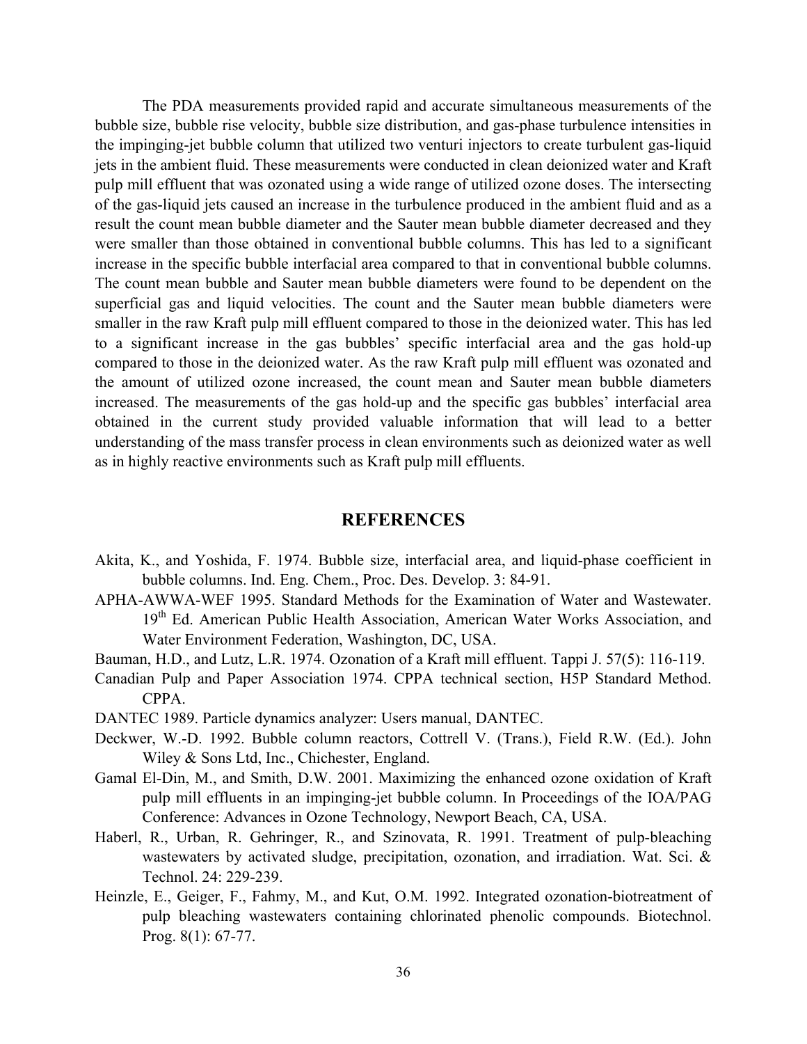The PDA measurements provided rapid and accurate simultaneous measurements of the bubble size, bubble rise velocity, bubble size distribution, and gas-phase turbulence intensities in the impinging-jet bubble column that utilized two venturi injectors to create turbulent gas-liquid jets in the ambient fluid. These measurements were conducted in clean deionized water and Kraft pulp mill effluent that was ozonated using a wide range of utilized ozone doses. The intersecting of the gas-liquid jets caused an increase in the turbulence produced in the ambient fluid and as a result the count mean bubble diameter and the Sauter mean bubble diameter decreased and they were smaller than those obtained in conventional bubble columns. This has led to a significant increase in the specific bubble interfacial area compared to that in conventional bubble columns. The count mean bubble and Sauter mean bubble diameters were found to be dependent on the superficial gas and liquid velocities. The count and the Sauter mean bubble diameters were smaller in the raw Kraft pulp mill effluent compared to those in the deionized water. This has led to a significant increase in the gas bubbles' specific interfacial area and the gas hold-up compared to those in the deionized water. As the raw Kraft pulp mill effluent was ozonated and the amount of utilized ozone increased, the count mean and Sauter mean bubble diameters increased. The measurements of the gas hold-up and the specific gas bubbles' interfacial area obtained in the current study provided valuable information that will lead to a better understanding of the mass transfer process in clean environments such as deionized water as well as in highly reactive environments such as Kraft pulp mill effluents.

## REFERENCES

Akita, K., and Yoshida, F. 1974. Bubble size, interfacial area, and liquid-phase coefficient in bubble columns. Ind. Eng. Chem., Proc. Des. Develop. 3: 84-91.

APHA-AWWA-WEF 1995. Standard Methods for the Examination of Water and Wastewater. 19th Ed. American Public Health Association, American Water Works Association, and Water Environment Federation, Washington, DC, USA.

Bauman, H.D., and Lutz, L.R. 1974. Ozonation of a Kraft mill effluent. Tappi J. 57(5): 116-119.

Canadian Pulp and Paper Association 1974. CPPA technical section, H5P Standard Method. CPPA.

DANTEC 1989. Particle dynamics analyzer: Users manual, DANTEC.

Deckwer, W.-D. 1992. Bubble column reactors, Cottrell V. (Trans.), Field R.W. (Ed.). John Wiley & Sons Ltd, Inc., Chichester, England.

Gamal El-Din, M., and Smith, D.W. 2001. Maximizing the enhanced ozone oxidation of Kraft pulp mill effluents in an impinging-jet bubble column. In Proceedings of the IOA/PAG Conference: Advances in Ozone Technology, Newport Beach, CA, USA.

Haberl, R., Urban, R. Gehringer, R., and Szinovata, R. 1991. Treatment of pulp-bleaching wastewaters by activated sludge, precipitation, ozonation, and irradiation. Wat. Sci. & Technol. 24: 229-239.

Heinzle, E., Geiger, F., Fahmy, M., and Kut, O.M. 1992. Integrated ozonation-biotreatment of pulp bleaching wastewaters containing chlorinated phenolic compounds. Biotechnol. Prog. 8(1): 67-77.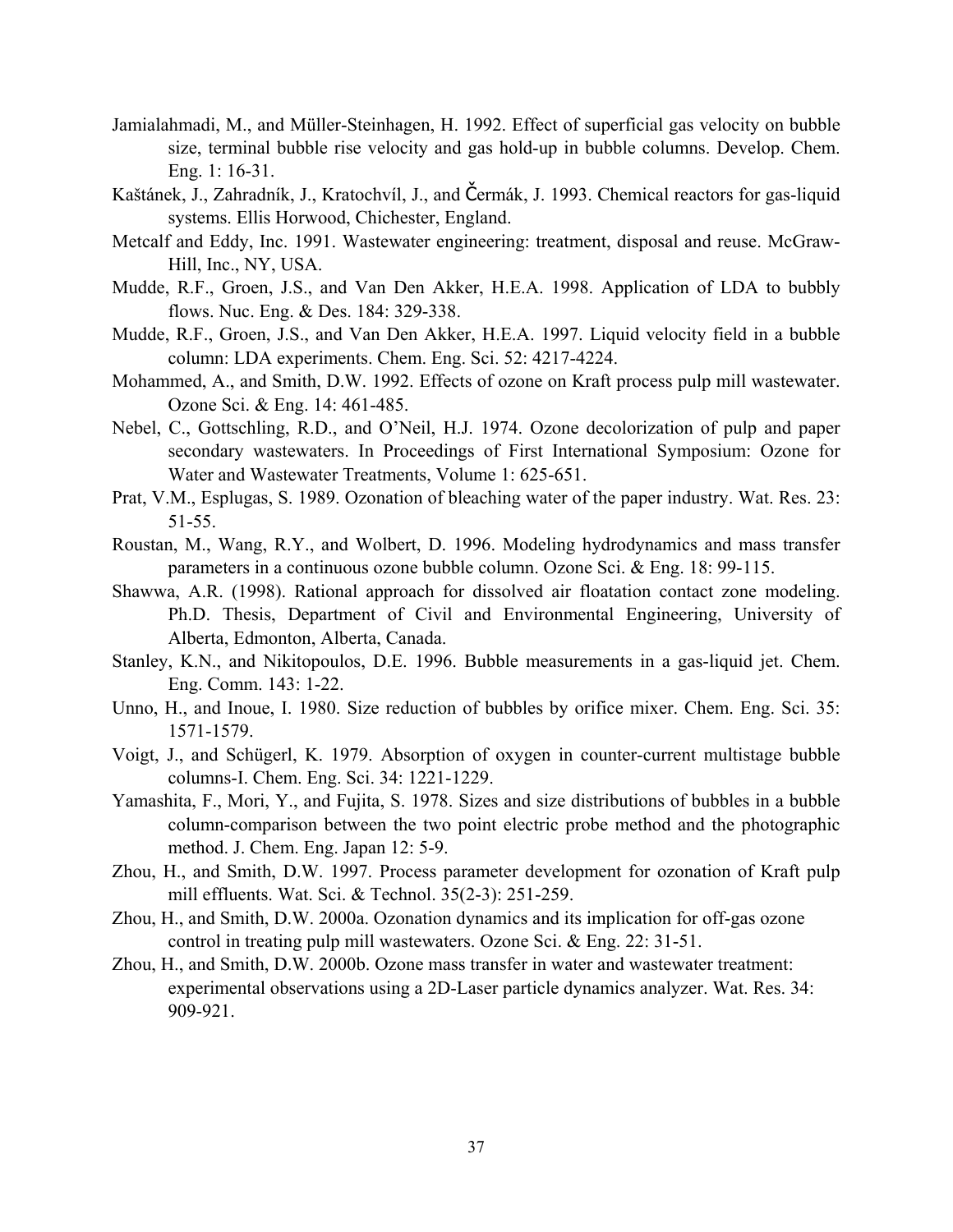Jamialahmadi, M., and Müller-Steinhagen, H. 1992. Effect of superficial gas velocity on bubble size, terminal bubble rise velocity and gas hold-up in bubble columns. Develop. Chem. Eng. 1: 16-31.

Kaštánek, J., Zahradník, J., Kratochvíl, J., and Čermák, J. 1993. Chemical reactors for gas-liquid systems. Ellis Horwood, Chichester, England.

Metcalf and Eddy, Inc. 1991. Wastewater engineering: treatment, disposal and reuse. McGraw-Hill, Inc., NY, USA.

Mudde, R.F., Groen, J.S., and Van Den Akker, H.E.A. 1998. Application of LDA to bubbly flows. Nuc. Eng. & Des. 184: 329-338.

Mudde, R.F., Groen, J.S., and Van Den Akker, H.E.A. 1997. Liquid velocity field in a bubble column: LDA experiments. Chem. Eng. Sci. 52: 4217-4224.

Mohammed, A., and Smith, D.W. 1992. Effects of ozone on Kraft process pulp mill wastewater. Ozone Sci. & Eng. 14: 461-485.

Nebel, C., Gottschling, R.D., and O'Neil, H.J. 1974. Ozone decolorization of pulp and paper secondary wastewaters. In Proceedings of First International Symposium: Ozone for Water and Wastewater Treatments, Volume 1: 625-651.

Prat, V.M., Esplugas, S. 1989. Ozonation of bleaching water of the paper industry. Wat. Res. 23: 51-55.

Roustan, M., Wang, R.Y., and Wolbert, D. 1996. Modeling hydrodynamics and mass transfer parameters in a continuous ozone bubble column. Ozone Sci. & Eng. 18: 99-115.

Shawwa, A.R. (1998). Rational approach for dissolved air floatation contact zone modeling. Ph.D. Thesis, Department of Civil and Environmental Engineering, University of Alberta, Edmonton, Alberta, Canada.

Stanley, K.N., and Nikitopoulos, D.E. 1996. Bubble measurements in a gas-liquid jet. Chem. Eng. Comm. 143: 1-22.

Unno, H., and Inoue, I. 1980. Size reduction of bubbles by orifice mixer. Chem. Eng. Sci. 35: 1571-1579.

Voigt, J., and Schügerl, K. 1979. Absorption of oxygen in counter-current multistage bubble columns-I. Chem. Eng. Sci. 34: 1221-1229.

Yamashita, F., Mori, Y., and Fujita, S. 1978. Sizes and size distributions of bubbles in a bubble column-comparison between the two point electric probe method and the photographic method. J. Chem. Eng. Japan 12: 5-9.

Zhou, H., and Smith, D.W. 1997. Process parameter development for ozonation of Kraft pulp mill effluents. Wat. Sci. & Technol. 35(2-3): 251-259.

Zhou, H., and Smith, D.W. 2000a. Ozonation dynamics and its implication for off-gas ozone control in treating pulp mill wastewaters. Ozone Sci. & Eng. 22: 31-51.

Zhou, H., and Smith, D.W. 2000b. Ozone mass transfer in water and wastewater treatment: experimental observations using a 2D-Laser particle dynamics analyzer. Wat. Res. 34: 909-921.